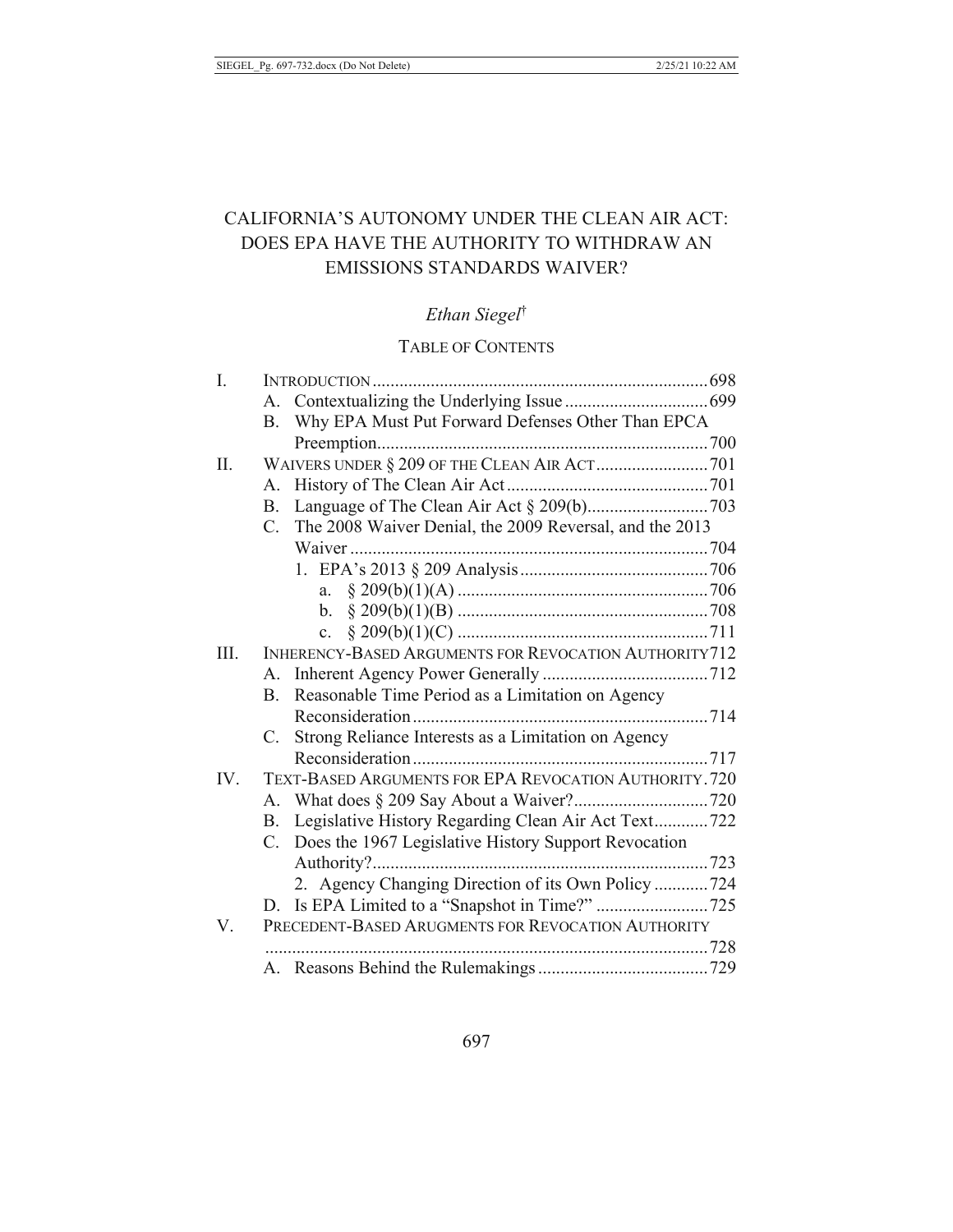# CALIFORNIA'S AUTONOMY UNDER THE CLEAN AIR ACT: DOES EPA HAVE THE AUTHORITY TO WITHDRAW AN EMISSIONS STANDARDS WAIVER?

*Ethan Siegel*[†]

## TABLE OF CONTENTS

I. INTRODUCTION .......... 698
   A. Contextualizing the Underlying Issue .......... 699
   B. Why EPA Must Put Forward Defenses Other Than EPCA Preemption .......... 700
II. WAIVERS UNDER § 209 OF THE CLEAN AIR ACT .......... 701
   A. History of The Clean Air Act .......... 701
   B. Language of The Clean Air Act § 209(b) .......... 703
   C. The 2008 Waiver Denial, the 2009 Reversal, and the 2013 Waiver .......... 704
      1. EPA's 2013 § 209 Analysis .......... 706
         a. § 209(b)(1)(A) .......... 706
         b. § 209(b)(1)(B) .......... 708
         c. § 209(b)(1)(C) .......... 711
III. INHERENCY-BASED ARGUMENTS FOR REVOCATION AUTHORITY .......... 712
   A. Inherent Agency Power Generally .......... 712
   B. Reasonable Time Period as a Limitation on Agency Reconsideration .......... 714
   C. Strong Reliance Interests as a Limitation on Agency Reconsideration .......... 717
IV. TEXT-BASED ARGUMENTS FOR EPA REVOCATION AUTHORITY .......... 720
   A. What does § 209 Say About a Waiver? .......... 720
   B. Legislative History Regarding Clean Air Act Text .......... 722
   C. Does the 1967 Legislative History Support Revocation Authority? .......... 723
      2. Agency Changing Direction of its Own Policy .......... 724
   D. Is EPA Limited to a "Snapshot in Time?" .......... 725
V. PRECEDENT-BASED ARUGMENTS FOR REVOCATION AUTHORITY .......... 728
   A. Reasons Behind the Rulemakings .......... 729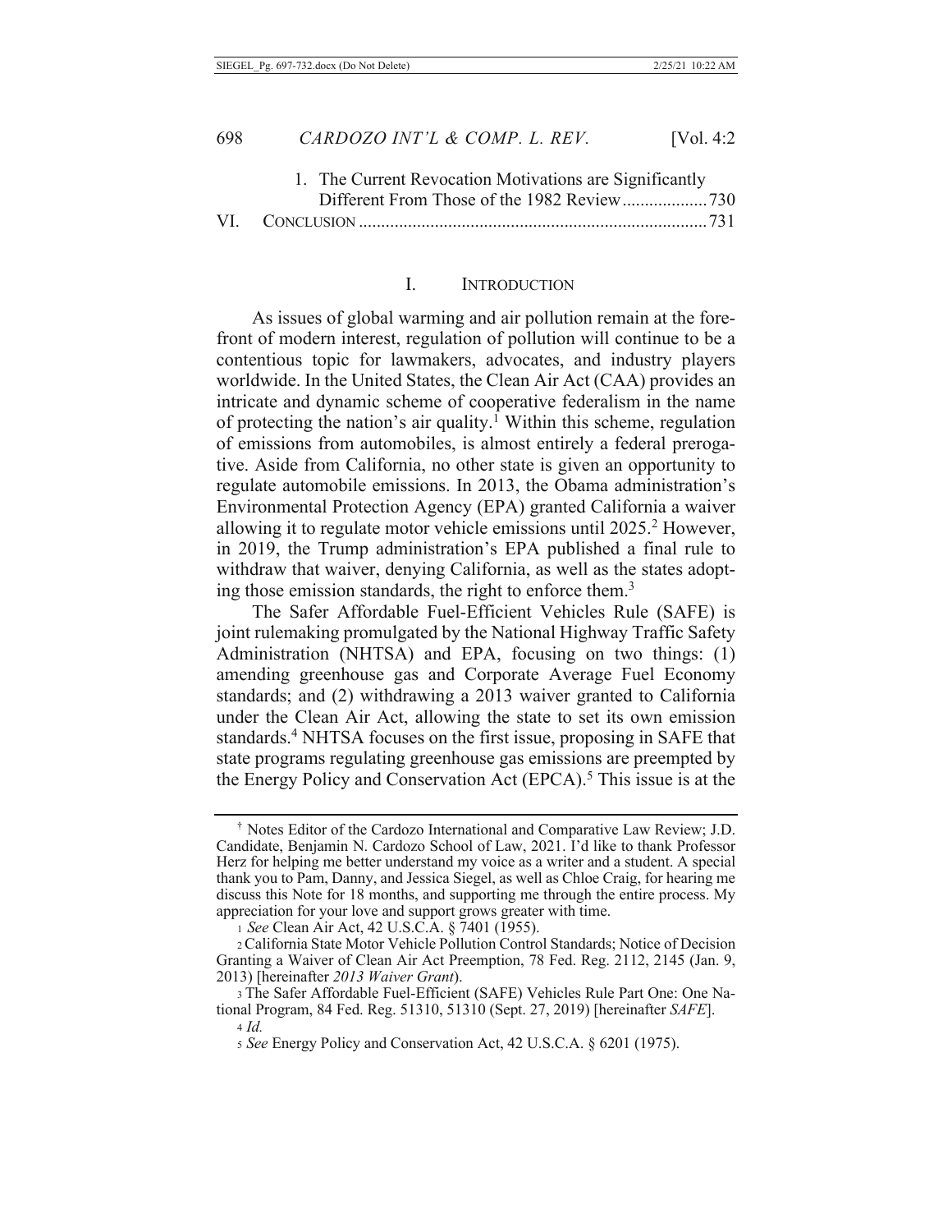1. The Current Revocation Motivations are Significantly Different From Those of the 1982 Review ................... 730

VI. CONCLUSION ............................................................................ 731

## I. INTRODUCTION

As issues of global warming and air pollution remain at the forefront of modern interest, regulation of pollution will continue to be a contentious topic for lawmakers, advocates, and industry players worldwide. In the United States, the Clean Air Act (CAA) provides an intricate and dynamic scheme of cooperative federalism in the name of protecting the nation's air quality.[1] Within this scheme, regulation of emissions from automobiles, is almost entirely a federal prerogative. Aside from California, no other state is given an opportunity to regulate automobile emissions. In 2013, the Obama administration's Environmental Protection Agency (EPA) granted California a waiver allowing it to regulate motor vehicle emissions until 2025.[2] However, in 2019, the Trump administration's EPA published a final rule to withdraw that waiver, denying California, as well as the states adopting those emission standards, the right to enforce them.[3]

The Safer Affordable Fuel-Efficient Vehicles Rule (SAFE) is joint rulemaking promulgated by the National Highway Traffic Safety Administration (NHTSA) and EPA, focusing on two things: (1) amending greenhouse gas and Corporate Average Fuel Economy standards; and (2) withdrawing a 2013 waiver granted to California under the Clean Air Act, allowing the state to set its own emission standards.[4] NHTSA focuses on the first issue, proposing in SAFE that state programs regulating greenhouse gas emissions are preempted by the Energy Policy and Conservation Act (EPCA).[5] This issue is at the

---

† Notes Editor of the Cardozo International and Comparative Law Review; J.D. Candidate, Benjamin N. Cardozo School of Law, 2021. I'd like to thank Professor Herz for helping me better understand my voice as a writer and a student. A special thank you to Pam, Danny, and Jessica Siegel, as well as Chloe Craig, for hearing me discuss this Note for 18 months, and supporting me through the entire process. My appreciation for your love and support grows greater with time.

1 *See* Clean Air Act, 42 U.S.C.A. § 7401 (1955).

2 California State Motor Vehicle Pollution Control Standards; Notice of Decision Granting a Waiver of Clean Air Act Preemption, 78 Fed. Reg. 2112, 2145 (Jan. 9, 2013) [hereinafter *2013 Waiver Grant*).

3 The Safer Affordable Fuel-Efficient (SAFE) Vehicles Rule Part One: One National Program, 84 Fed. Reg. 51310, 51310 (Sept. 27, 2019) [hereinafter *SAFE*].

4 *Id.*

5 *See* Energy Policy and Conservation Act, 42 U.S.C.A. § 6201 (1975).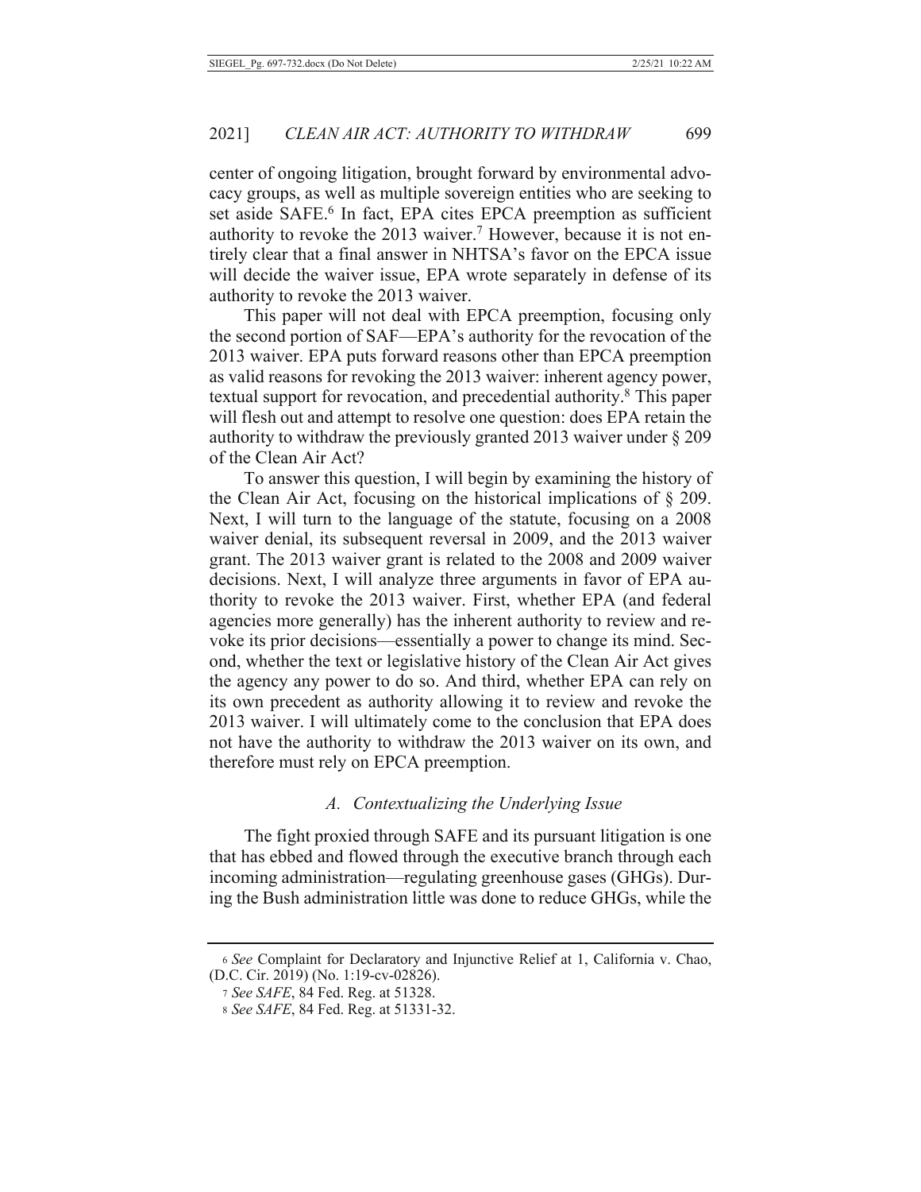center of ongoing litigation, brought forward by environmental advocacy groups, as well as multiple sovereign entities who are seeking to set aside SAFE.[6] In fact, EPA cites EPCA preemption as sufficient authority to revoke the 2013 waiver.[7] However, because it is not entirely clear that a final answer in NHTSA's favor on the EPCA issue will decide the waiver issue, EPA wrote separately in defense of its authority to revoke the 2013 waiver.

This paper will not deal with EPCA preemption, focusing only the second portion of SAF—EPA's authority for the revocation of the 2013 waiver. EPA puts forward reasons other than EPCA preemption as valid reasons for revoking the 2013 waiver: inherent agency power, textual support for revocation, and precedential authority.[8] This paper will flesh out and attempt to resolve one question: does EPA retain the authority to withdraw the previously granted 2013 waiver under § 209 of the Clean Air Act?

To answer this question, I will begin by examining the history of the Clean Air Act, focusing on the historical implications of § 209. Next, I will turn to the language of the statute, focusing on a 2008 waiver denial, its subsequent reversal in 2009, and the 2013 waiver grant. The 2013 waiver grant is related to the 2008 and 2009 waiver decisions. Next, I will analyze three arguments in favor of EPA authority to revoke the 2013 waiver. First, whether EPA (and federal agencies more generally) has the inherent authority to review and revoke its prior decisions—essentially a power to change its mind. Second, whether the text or legislative history of the Clean Air Act gives the agency any power to do so. And third, whether EPA can rely on its own precedent as authority allowing it to review and revoke the 2013 waiver. I will ultimately come to the conclusion that EPA does not have the authority to withdraw the 2013 waiver on its own, and therefore must rely on EPCA preemption.

### *A. Contextualizing the Underlying Issue*

The fight proxied through SAFE and its pursuant litigation is one that has ebbed and flowed through the executive branch through each incoming administration—regulating greenhouse gases (GHGs). During the Bush administration little was done to reduce GHGs, while the

---

[6] *See* Complaint for Declaratory and Injunctive Relief at 1, California v. Chao, (D.C. Cir. 2019) (No. 1:19-cv-02826).

[7] *See SAFE*, 84 Fed. Reg. at 51328.

[8] *See SAFE*, 84 Fed. Reg. at 51331-32.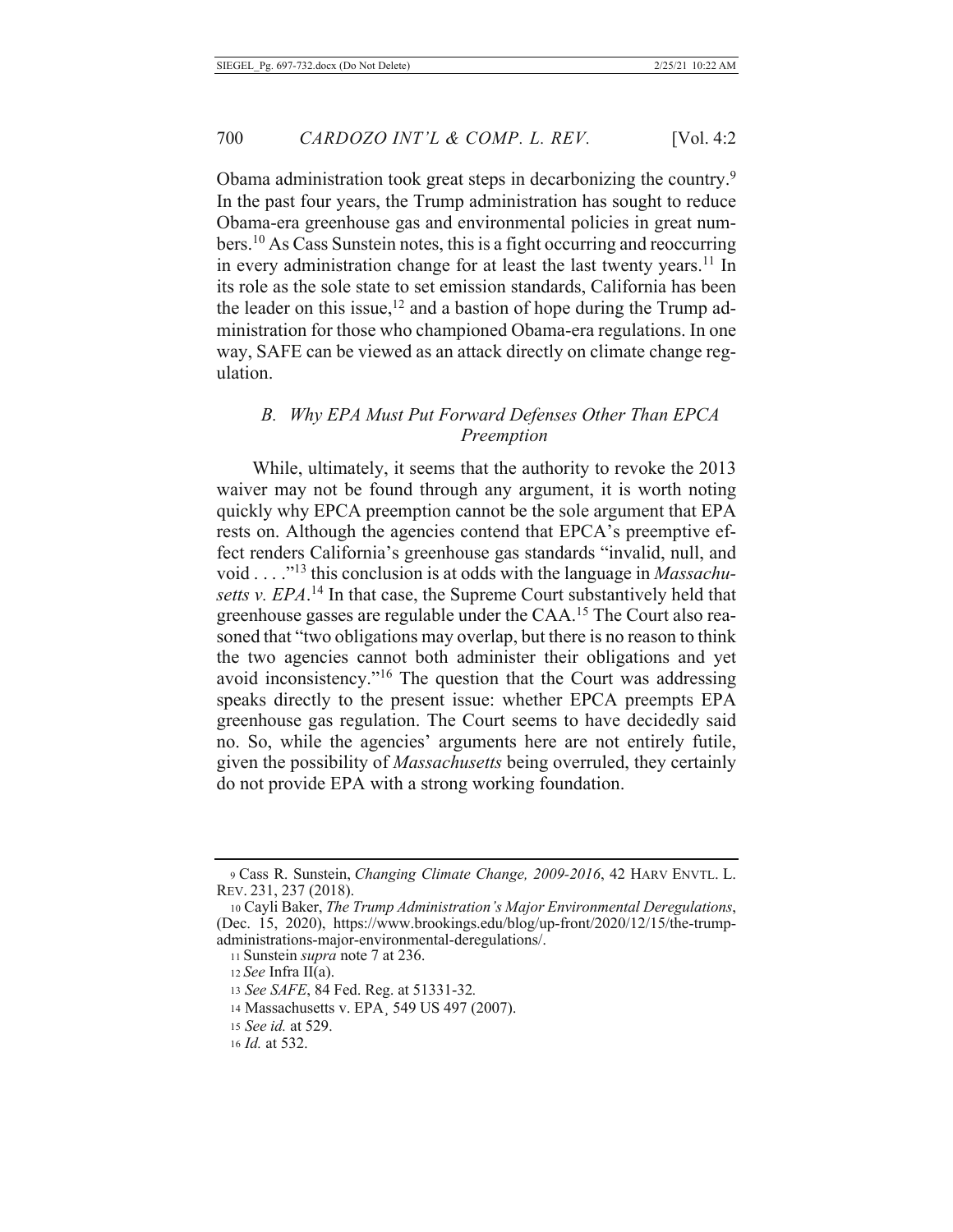Obama administration took great steps in decarbonizing the country.[9] In the past four years, the Trump administration has sought to reduce Obama-era greenhouse gas and environmental policies in great numbers.[10] As Cass Sunstein notes, this is a fight occurring and reoccurring in every administration change for at least the last twenty years.[11] In its role as the sole state to set emission standards, California has been the leader on this issue,[12] and a bastion of hope during the Trump administration for those who championed Obama-era regulations. In one way, SAFE can be viewed as an attack directly on climate change regulation.

### B. Why EPA Must Put Forward Defenses Other Than EPCA Preemption

While, ultimately, it seems that the authority to revoke the 2013 waiver may not be found through any argument, it is worth noting quickly why EPCA preemption cannot be the sole argument that EPA rests on. Although the agencies contend that EPCA's preemptive effect renders California's greenhouse gas standards "invalid, null, and void . . . ."[13] this conclusion is at odds with the language in *Massachusetts v. EPA*.[14] In that case, the Supreme Court substantively held that greenhouse gasses are regulable under the CAA.[15] The Court also reasoned that "two obligations may overlap, but there is no reason to think the two agencies cannot both administer their obligations and yet avoid inconsistency."[16] The question that the Court was addressing speaks directly to the present issue: whether EPCA preempts EPA greenhouse gas regulation. The Court seems to have decidedly said no. So, while the agencies' arguments here are not entirely futile, given the possibility of *Massachusetts* being overruled, they certainly do not provide EPA with a strong working foundation.

---

[9] Cass R. Sunstein, *Changing Climate Change, 2009-2016*, 42 HARV ENVTL. L. REV. 231, 237 (2018).

[10] Cayli Baker, *The Trump Administration's Major Environmental Deregulations*, (Dec. 15, 2020), https://www.brookings.edu/blog/up-front/2020/12/15/the-trump-administrations-major-environmental-deregulations/.

[11] Sunstein *supra* note 7 at 236.

[12] *See* Infra II(a).

[13] *See SAFE*, 84 Fed. Reg. at 51331-32.

[14] Massachusetts v. EPA¸ 549 US 497 (2007).

[15] *See id.* at 529.

[16] *Id.* at 532.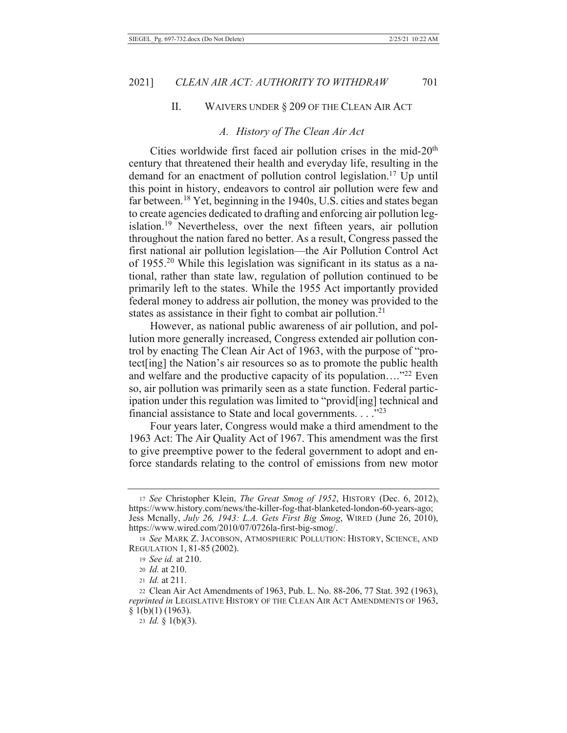## II. WAIVERS UNDER § 209 OF THE CLEAN AIR ACT

### *A. History of The Clean Air Act*

Cities worldwide first faced air pollution crises in the mid-20th century that threatened their health and everyday life, resulting in the demand for an enactment of pollution control legislation.[17] Up until this point in history, endeavors to control air pollution were few and far between.[18] Yet, beginning in the 1940s, U.S. cities and states began to create agencies dedicated to drafting and enforcing air pollution legislation.[19] Nevertheless, over the next fifteen years, air pollution throughout the nation fared no better. As a result, Congress passed the first national air pollution legislation—the Air Pollution Control Act of 1955.[20] While this legislation was significant in its status as a national, rather than state law, regulation of pollution continued to be primarily left to the states. While the 1955 Act importantly provided federal money to address air pollution, the money was provided to the states as assistance in their fight to combat air pollution.[21]

However, as national public awareness of air pollution, and pollution more generally increased, Congress extended air pollution control by enacting The Clean Air Act of 1963, with the purpose of "protect[ing] the Nation's air resources so as to promote the public health and welfare and the productive capacity of its population…."[22] Even so, air pollution was primarily seen as a state function. Federal participation under this regulation was limited to "provid[ing] technical and financial assistance to State and local governments. . . ."[23]

Four years later, Congress would make a third amendment to the 1963 Act: The Air Quality Act of 1967. This amendment was the first to give preemptive power to the federal government to adopt and enforce standards relating to the control of emissions from new motor

---

17 *See* Christopher Klein, *The Great Smog of 1952*, HISTORY (Dec. 6, 2012), https://www.history.com/news/the-killer-fog-that-blanketed-london-60-years-ago; Jess Mcnally, *July 26, 1943: L.A. Gets First Big Smog*, WIRED (June 26, 2010), https://www.wired.com/2010/07/0726la-first-big-smog/.

18 *See* MARK Z. JACOBSON, ATMOSPHERIC POLLUTION: HISTORY, SCIENCE, AND REGULATION 1, 81-85 (2002).

19 *See id.* at 210.

20 *Id.* at 210.

21 *Id.* at 211.

22 Clean Air Act Amendments of 1963, Pub. L. No. 88-206, 77 Stat. 392 (1963), *reprinted in* LEGISLATIVE HISTORY OF THE CLEAN AIR ACT AMENDMENTS OF 1963, § 1(b)(1) (1963).

23 *Id.* § 1(b)(3).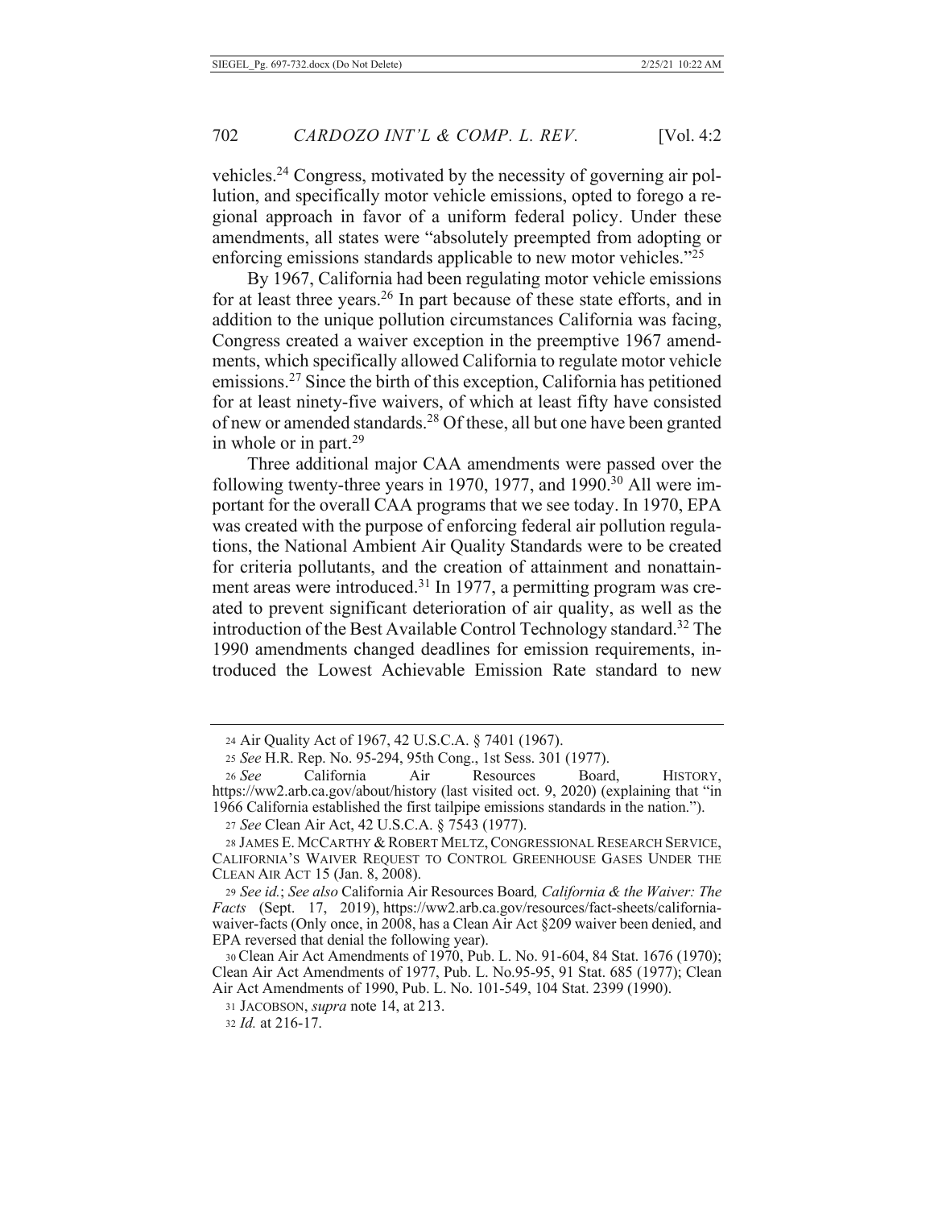vehicles.[24] Congress, motivated by the necessity of governing air pollution, and specifically motor vehicle emissions, opted to forego a regional approach in favor of a uniform federal policy. Under these amendments, all states were "absolutely preempted from adopting or enforcing emissions standards applicable to new motor vehicles."[25]

By 1967, California had been regulating motor vehicle emissions for at least three years.[26] In part because of these state efforts, and in addition to the unique pollution circumstances California was facing, Congress created a waiver exception in the preemptive 1967 amendments, which specifically allowed California to regulate motor vehicle emissions.[27] Since the birth of this exception, California has petitioned for at least ninety-five waivers, of which at least fifty have consisted of new or amended standards.[28] Of these, all but one have been granted in whole or in part.[29]

Three additional major CAA amendments were passed over the following twenty-three years in 1970, 1977, and 1990.[30] All were important for the overall CAA programs that we see today. In 1970, EPA was created with the purpose of enforcing federal air pollution regulations, the National Ambient Air Quality Standards were to be created for criteria pollutants, and the creation of attainment and nonattainment areas were introduced.[31] In 1977, a permitting program was created to prevent significant deterioration of air quality, as well as the introduction of the Best Available Control Technology standard.[32] The 1990 amendments changed deadlines for emission requirements, introduced the Lowest Achievable Emission Rate standard to new

---

24 Air Quality Act of 1967, 42 U.S.C.A. § 7401 (1967).

25 *See* H.R. Rep. No. 95-294, 95th Cong., 1st Sess. 301 (1977).

26 *See* California Air Resources Board, HISTORY, https://ww2.arb.ca.gov/about/history (last visited oct. 9, 2020) (explaining that "in 1966 California established the first tailpipe emissions standards in the nation.").

27 *See* Clean Air Act, 42 U.S.C.A. § 7543 (1977).

28 JAMES E. MCCARTHY & ROBERT MELTZ, CONGRESSIONAL RESEARCH SERVICE, CALIFORNIA'S WAIVER REQUEST TO CONTROL GREENHOUSE GASES UNDER THE CLEAN AIR ACT 15 (Jan. 8, 2008).

29 *See id.*; *See also* California Air Resources Board*, California & the Waiver: The Facts* (Sept. 17, 2019), https://ww2.arb.ca.gov/resources/fact-sheets/california-waiver-facts (Only once, in 2008, has a Clean Air Act §209 waiver been denied, and EPA reversed that denial the following year).

30 Clean Air Act Amendments of 1970, Pub. L. No. 91-604, 84 Stat. 1676 (1970); Clean Air Act Amendments of 1977, Pub. L. No.95-95, 91 Stat. 685 (1977); Clean Air Act Amendments of 1990, Pub. L. No. 101-549, 104 Stat. 2399 (1990).

31 JACOBSON, *supra* note 14, at 213.

32 *Id.* at 216-17.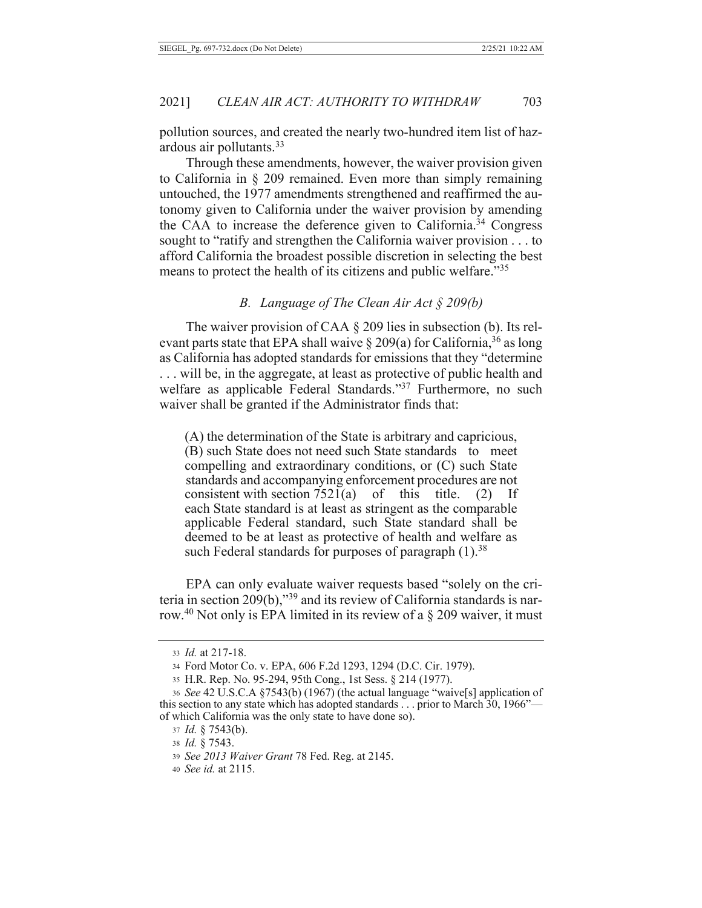pollution sources, and created the nearly two-hundred item list of hazardous air pollutants.[33]

Through these amendments, however, the waiver provision given to California in § 209 remained. Even more than simply remaining untouched, the 1977 amendments strengthened and reaffirmed the autonomy given to California under the waiver provision by amending the CAA to increase the deference given to California.[34] Congress sought to "ratify and strengthen the California waiver provision . . . to afford California the broadest possible discretion in selecting the best means to protect the health of its citizens and public welfare."[35]

### *B. Language of The Clean Air Act § 209(b)*

The waiver provision of CAA § 209 lies in subsection (b). Its relevant parts state that EPA shall waive § 209(a) for California,[36] as long as California has adopted standards for emissions that they "determine . . . will be, in the aggregate, at least as protective of public health and welfare as applicable Federal Standards."[37] Furthermore, no such waiver shall be granted if the Administrator finds that:

> (A) the determination of the State is arbitrary and capricious, (B) such State does not need such State standards to meet compelling and extraordinary conditions, or (C) such State standards and accompanying enforcement procedures are not consistent with section 7521(a) of this title. (2) If each State standard is at least as stringent as the comparable applicable Federal standard, such State standard shall be deemed to be at least as protective of health and welfare as such Federal standards for purposes of paragraph (1).[38]

EPA can only evaluate waiver requests based "solely on the criteria in section 209(b),"[39] and its review of California standards is narrow.[40] Not only is EPA limited in its review of a § 209 waiver, it must

---

33 *Id.* at 217-18.

34 Ford Motor Co. v. EPA, 606 F.2d 1293, 1294 (D.C. Cir. 1979).

35 H.R. Rep. No. 95-294, 95th Cong., 1st Sess. § 214 (1977).

36 *See* 42 U.S.C.A §7543(b) (1967) (the actual language "waive[s] application of this section to any state which has adopted standards . . . prior to March 30, 1966"—of which California was the only state to have done so).

37 *Id.* § 7543(b).

38 *Id.* § 7543.

39 *See 2013 Waiver Grant* 78 Fed. Reg. at 2145.

40 *See id.* at 2115.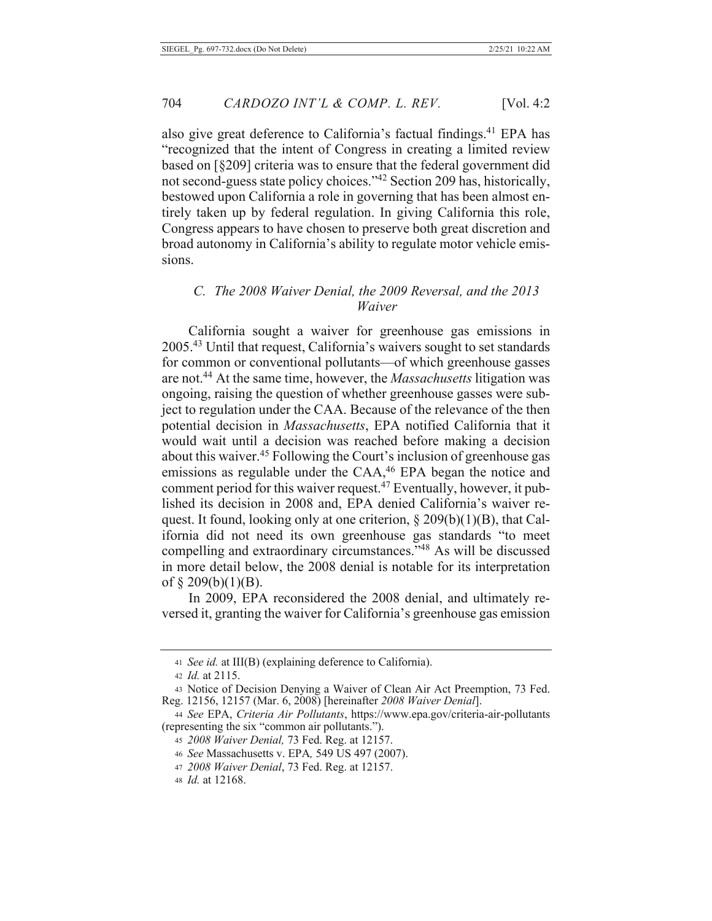also give great deference to California's factual findings.[41] EPA has "recognized that the intent of Congress in creating a limited review based on [§209] criteria was to ensure that the federal government did not second-guess state policy choices."[42] Section 209 has, historically, bestowed upon California a role in governing that has been almost entirely taken up by federal regulation. In giving California this role, Congress appears to have chosen to preserve both great discretion and broad autonomy in California's ability to regulate motor vehicle emissions.

### *C. The 2008 Waiver Denial, the 2009 Reversal, and the 2013 Waiver*

California sought a waiver for greenhouse gas emissions in 2005.[43] Until that request, California's waivers sought to set standards for common or conventional pollutants—of which greenhouse gasses are not.[44] At the same time, however, the *Massachusetts* litigation was ongoing, raising the question of whether greenhouse gasses were subject to regulation under the CAA. Because of the relevance of the then potential decision in *Massachusetts*, EPA notified California that it would wait until a decision was reached before making a decision about this waiver.[45] Following the Court's inclusion of greenhouse gas emissions as regulable under the CAA,[46] EPA began the notice and comment period for this waiver request.[47] Eventually, however, it published its decision in 2008 and, EPA denied California's waiver request. It found, looking only at one criterion, § 209(b)(1)(B), that California did not need its own greenhouse gas standards "to meet compelling and extraordinary circumstances."[48] As will be discussed in more detail below, the 2008 denial is notable for its interpretation of § 209(b)(1)(B).

In 2009, EPA reconsidered the 2008 denial, and ultimately reversed it, granting the waiver for California's greenhouse gas emission

---

41 *See id.* at III(B) (explaining deference to California).

42 *Id.* at 2115.

43 Notice of Decision Denying a Waiver of Clean Air Act Preemption, 73 Fed. Reg. 12156, 12157 (Mar. 6, 2008) [hereinafter *2008 Waiver Denial*].

44 *See* EPA, *Criteria Air Pollutants*, https://www.epa.gov/criteria-air-pollutants (representing the six "common air pollutants.").

45 *2008 Waiver Denial,* 73 Fed. Reg. at 12157.

46 *See* Massachusetts v. EPA*,* 549 US 497 (2007).

47 *2008 Waiver Denial*, 73 Fed. Reg. at 12157.

48 *Id.* at 12168.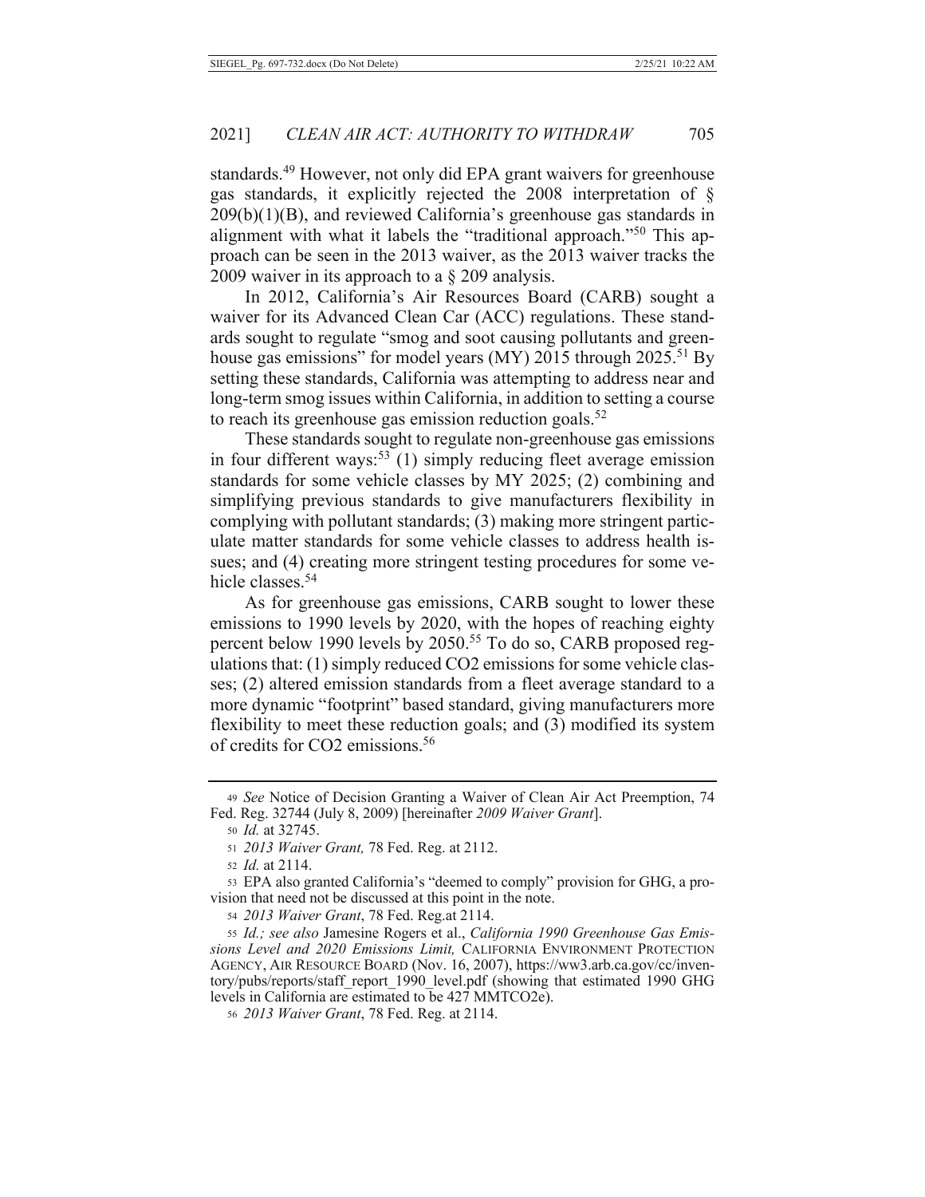standards.[49] However, not only did EPA grant waivers for greenhouse gas standards, it explicitly rejected the 2008 interpretation of § 209(b)(1)(B), and reviewed California's greenhouse gas standards in alignment with what it labels the "traditional approach."[50] This approach can be seen in the 2013 waiver, as the 2013 waiver tracks the 2009 waiver in its approach to a § 209 analysis.

In 2012, California's Air Resources Board (CARB) sought a waiver for its Advanced Clean Car (ACC) regulations. These standards sought to regulate "smog and soot causing pollutants and greenhouse gas emissions" for model years (MY) 2015 through 2025.[51] By setting these standards, California was attempting to address near and long-term smog issues within California, in addition to setting a course to reach its greenhouse gas emission reduction goals.[52]

These standards sought to regulate non-greenhouse gas emissions in four different ways:[53] (1) simply reducing fleet average emission standards for some vehicle classes by MY 2025; (2) combining and simplifying previous standards to give manufacturers flexibility in complying with pollutant standards; (3) making more stringent particulate matter standards for some vehicle classes to address health issues; and (4) creating more stringent testing procedures for some vehicle classes.[54]

As for greenhouse gas emissions, CARB sought to lower these emissions to 1990 levels by 2020, with the hopes of reaching eighty percent below 1990 levels by 2050.[55] To do so, CARB proposed regulations that: (1) simply reduced $CO_2$ emissions for some vehicle classes; (2) altered emission standards from a fleet average standard to a more dynamic "footprint" based standard, giving manufacturers more flexibility to meet these reduction goals; and (3) modified its system of credits for $CO_2$ emissions.[56]

---

[49] *See* Notice of Decision Granting a Waiver of Clean Air Act Preemption, 74 Fed. Reg. 32744 (July 8, 2009) [hereinafter *2009 Waiver Grant*].

[50] *Id.* at 32745.

[51] *2013 Waiver Grant,* 78 Fed. Reg. at 2112.

[52] *Id.* at 2114.

[53] EPA also granted California's "deemed to comply" provision for GHG, a provision that need not be discussed at this point in the note.

[54] *2013 Waiver Grant*, 78 Fed. Reg.at 2114.

[55] *Id.; see also* Jamesine Rogers et al., *California 1990 Greenhouse Gas Emissions Level and 2020 Emissions Limit,* CALIFORNIA ENVIRONMENT PROTECTION AGENCY, AIR RESOURCE BOARD (Nov. 16, 2007), https://ww3.arb.ca.gov/cc/inventory/pubs/reports/staff_report_1990_level.pdf (showing that estimated 1990 GHG levels in California are estimated to be 427 MMTCO2e).

[56] *2013 Waiver Grant*, 78 Fed. Reg. at 2114.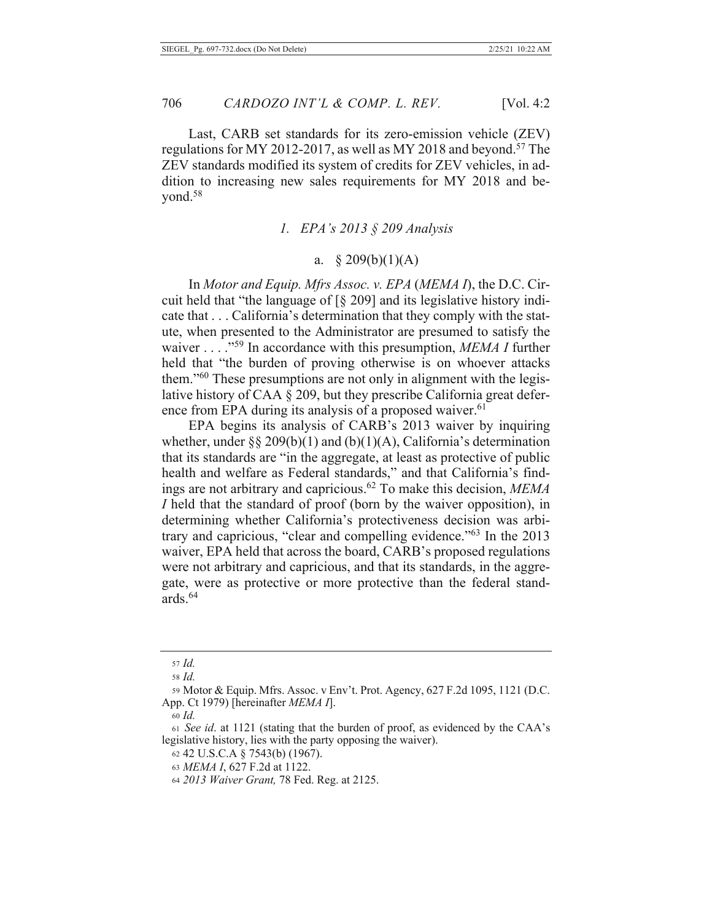Last, CARB set standards for its zero-emission vehicle (ZEV) regulations for MY 2012-2017, as well as MY 2018 and beyond.[57] The ZEV standards modified its system of credits for ZEV vehicles, in addition to increasing new sales requirements for MY 2018 and beyond.[58]

### *1. EPA's 2013 § 209 Analysis*

#### a. § 209(b)(1)(A)

In *Motor and Equip. Mfrs Assoc. v. EPA* (*MEMA I*), the D.C. Circuit held that "the language of [§ 209] and its legislative history indicate that . . . California's determination that they comply with the statute, when presented to the Administrator are presumed to satisfy the waiver . . . ."[59] In accordance with this presumption, *MEMA I* further held that "the burden of proving otherwise is on whoever attacks them."[60] These presumptions are not only in alignment with the legislative history of CAA § 209, but they prescribe California great deference from EPA during its analysis of a proposed waiver.[61]

EPA begins its analysis of CARB's 2013 waiver by inquiring whether, under §§ 209(b)(1) and (b)(1)(A), California's determination that its standards are "in the aggregate, at least as protective of public health and welfare as Federal standards," and that California's findings are not arbitrary and capricious.[62] To make this decision, *MEMA I* held that the standard of proof (born by the waiver opposition), in determining whether California's protectiveness decision was arbitrary and capricious, "clear and compelling evidence."[63] In the 2013 waiver, EPA held that across the board, CARB's proposed regulations were not arbitrary and capricious, and that its standards, in the aggregate, were as protective or more protective than the federal standards.[64]

---

[57] *Id.*

[58] *Id.*

[59] Motor & Equip. Mfrs. Assoc. v Env't. Prot. Agency, 627 F.2d 1095, 1121 (D.C. App. Ct 1979) [hereinafter *MEMA I*].

[60] *Id.*

[61] *See id*. at 1121 (stating that the burden of proof, as evidenced by the CAA's legislative history, lies with the party opposing the waiver).

[62] 42 U.S.C.A § 7543(b) (1967).

[63] *MEMA I*, 627 F.2d at 1122.

[64] *2013 Waiver Grant,* 78 Fed. Reg. at 2125.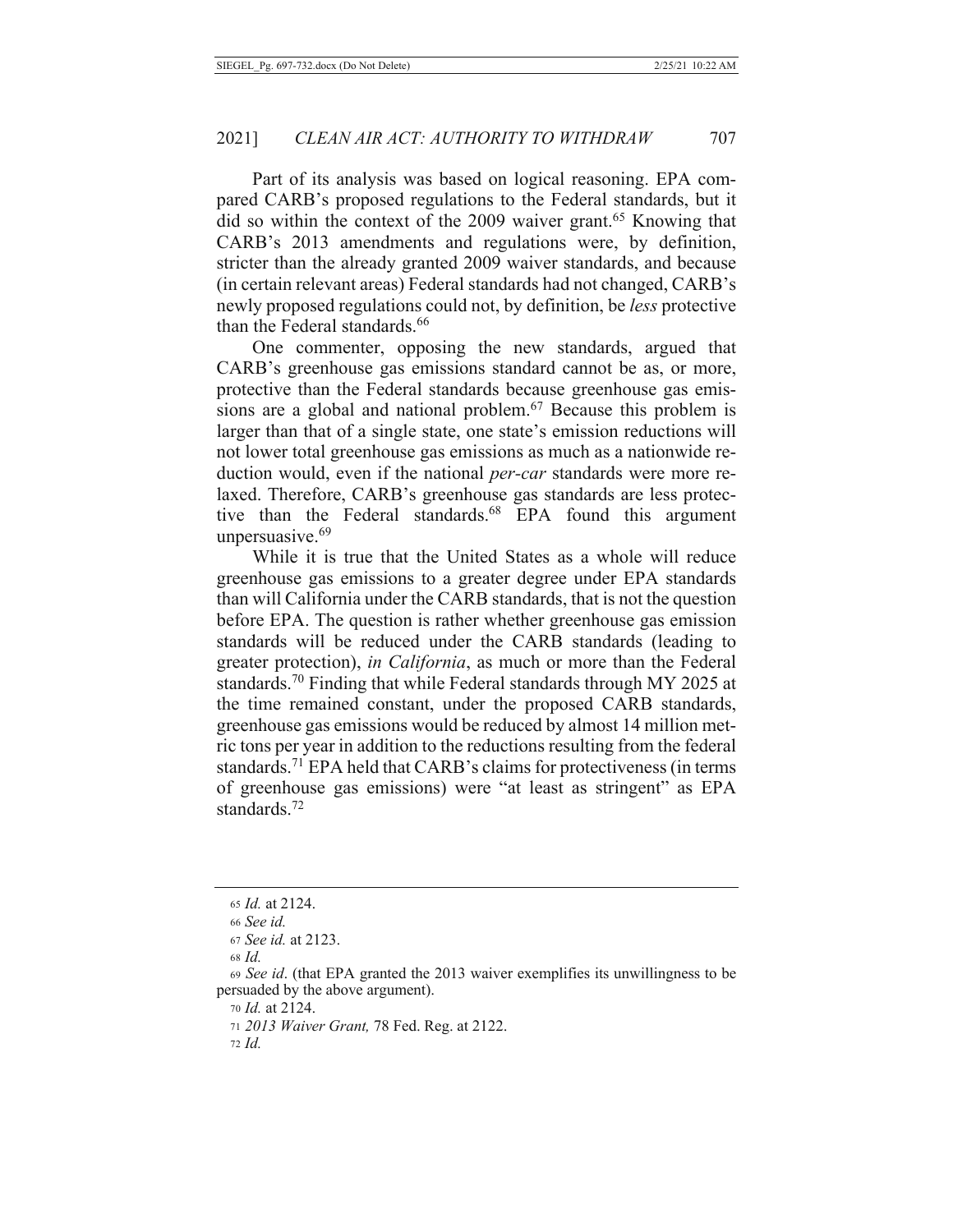Part of its analysis was based on logical reasoning. EPA compared CARB's proposed regulations to the Federal standards, but it did so within the context of the 2009 waiver grant.[65] Knowing that CARB's 2013 amendments and regulations were, by definition, stricter than the already granted 2009 waiver standards, and because (in certain relevant areas) Federal standards had not changed, CARB's newly proposed regulations could not, by definition, be *less* protective than the Federal standards.[66]

One commenter, opposing the new standards, argued that CARB's greenhouse gas emissions standard cannot be as, or more, protective than the Federal standards because greenhouse gas emissions are a global and national problem.[67] Because this problem is larger than that of a single state, one state's emission reductions will not lower total greenhouse gas emissions as much as a nationwide reduction would, even if the national *per-car* standards were more relaxed. Therefore, CARB's greenhouse gas standards are less protective than the Federal standards.[68] EPA found this argument unpersuasive.[69]

While it is true that the United States as a whole will reduce greenhouse gas emissions to a greater degree under EPA standards than will California under the CARB standards, that is not the question before EPA. The question is rather whether greenhouse gas emission standards will be reduced under the CARB standards (leading to greater protection), *in California*, as much or more than the Federal standards.[70] Finding that while Federal standards through MY 2025 at the time remained constant, under the proposed CARB standards, greenhouse gas emissions would be reduced by almost 14 million metric tons per year in addition to the reductions resulting from the federal standards.[71] EPA held that CARB's claims for protectiveness (in terms of greenhouse gas emissions) were "at least as stringent" as EPA standards.[72]

---

[65] *Id.* at 2124.

[66] *See id.*

[67] *See id.* at 2123.

[68] *Id.*

[69] *See id*. (that EPA granted the 2013 waiver exemplifies its unwillingness to be persuaded by the above argument).

[70] *Id.* at 2124.

[71] *2013 Waiver Grant,* 78 Fed. Reg. at 2122.

[72] *Id.*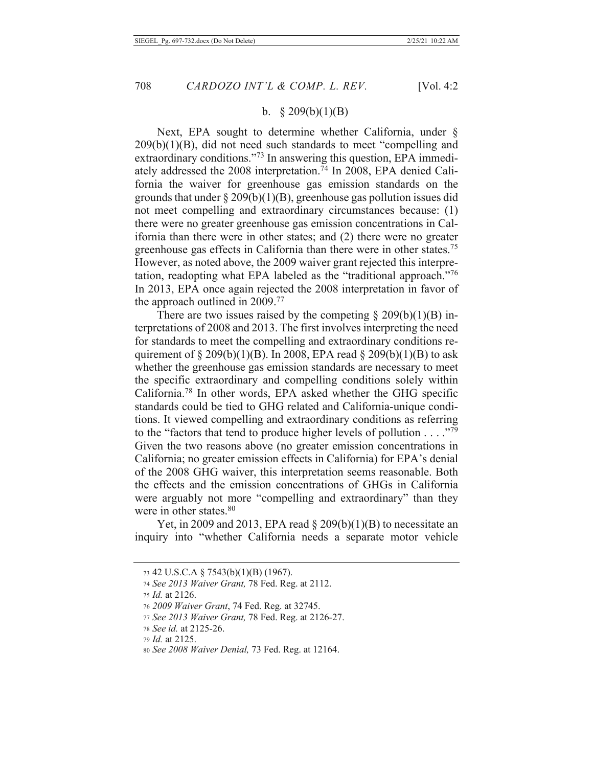### b. § 209(b)(1)(B)

Next, EPA sought to determine whether California, under § 209(b)(1)(B), did not need such standards to meet "compelling and extraordinary conditions."[73] In answering this question, EPA immediately addressed the 2008 interpretation.[74] In 2008, EPA denied California the waiver for greenhouse gas emission standards on the grounds that under § 209(b)(1)(B), greenhouse gas pollution issues did not meet compelling and extraordinary circumstances because: (1) there were no greater greenhouse gas emission concentrations in California than there were in other states; and (2) there were no greater greenhouse gas effects in California than there were in other states.[75] However, as noted above, the 2009 waiver grant rejected this interpretation, readopting what EPA labeled as the "traditional approach."[76] In 2013, EPA once again rejected the 2008 interpretation in favor of the approach outlined in 2009.[77]

There are two issues raised by the competing § 209(b)(1)(B) interpretations of 2008 and 2013. The first involves interpreting the need for standards to meet the compelling and extraordinary conditions requirement of § 209(b)(1)(B). In 2008, EPA read § 209(b)(1)(B) to ask whether the greenhouse gas emission standards are necessary to meet the specific extraordinary and compelling conditions solely within California.[78] In other words, EPA asked whether the GHG specific standards could be tied to GHG related and California-unique conditions. It viewed compelling and extraordinary conditions as referring to the "factors that tend to produce higher levels of pollution . . . ."[79] Given the two reasons above (no greater emission concentrations in California; no greater emission effects in California) for EPA's denial of the 2008 GHG waiver, this interpretation seems reasonable. Both the effects and the emission concentrations of GHGs in California were arguably not more "compelling and extraordinary" than they were in other states.[80]

Yet, in 2009 and 2013, EPA read § 209(b)(1)(B) to necessitate an inquiry into "whether California needs a separate motor vehicle

---

[73] 42 U.S.C.A § 7543(b)(1)(B) (1967).

[74] *See 2013 Waiver Grant,* 78 Fed. Reg. at 2112.

[75] *Id.* at 2126.

[76] *2009 Waiver Grant*, 74 Fed. Reg. at 32745.

[77] *See 2013 Waiver Grant,* 78 Fed. Reg. at 2126-27.

[78] *See id.* at 2125-26.

[79] *Id.* at 2125.

[80] *See 2008 Waiver Denial,* 73 Fed. Reg. at 12164.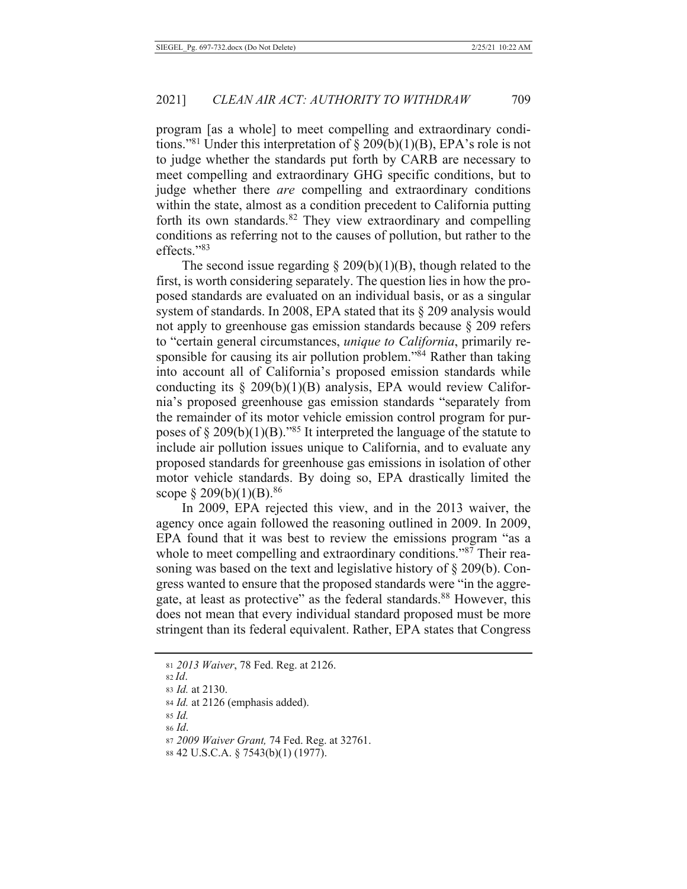program [as a whole] to meet compelling and extraordinary conditions."[81] Under this interpretation of § 209(b)(1)(B), EPA's role is not to judge whether the standards put forth by CARB are necessary to meet compelling and extraordinary GHG specific conditions, but to judge whether there *are* compelling and extraordinary conditions within the state, almost as a condition precedent to California putting forth its own standards.[82] They view extraordinary and compelling conditions as referring not to the causes of pollution, but rather to the effects."[83]

The second issue regarding § 209(b)(1)(B), though related to the first, is worth considering separately. The question lies in how the proposed standards are evaluated on an individual basis, or as a singular system of standards. In 2008, EPA stated that its § 209 analysis would not apply to greenhouse gas emission standards because § 209 refers to "certain general circumstances, *unique to California*, primarily responsible for causing its air pollution problem."[84] Rather than taking into account all of California's proposed emission standards while conducting its § 209(b)(1)(B) analysis, EPA would review California's proposed greenhouse gas emission standards "separately from the remainder of its motor vehicle emission control program for purposes of § 209(b)(1)(B)."[85] It interpreted the language of the statute to include air pollution issues unique to California, and to evaluate any proposed standards for greenhouse gas emissions in isolation of other motor vehicle standards. By doing so, EPA drastically limited the scope § 209(b)(1)(B).[86]

In 2009, EPA rejected this view, and in the 2013 waiver, the agency once again followed the reasoning outlined in 2009. In 2009, EPA found that it was best to review the emissions program "as a whole to meet compelling and extraordinary conditions."[87] Their reasoning was based on the text and legislative history of § 209(b). Congress wanted to ensure that the proposed standards were "in the aggregate, at least as protective" as the federal standards.[88] However, this does not mean that every individual standard proposed must be more stringent than its federal equivalent. Rather, EPA states that Congress

---

[81] *2013 Waiver*, 78 Fed. Reg. at 2126.

[82] *Id*.

[83] *Id.* at 2130.

[84] *Id.* at 2126 (emphasis added).

[85] *Id.*

[86] *Id*.

[87] *2009 Waiver Grant,* 74 Fed. Reg. at 32761.

[88] 42 U.S.C.A. § 7543(b)(1) (1977).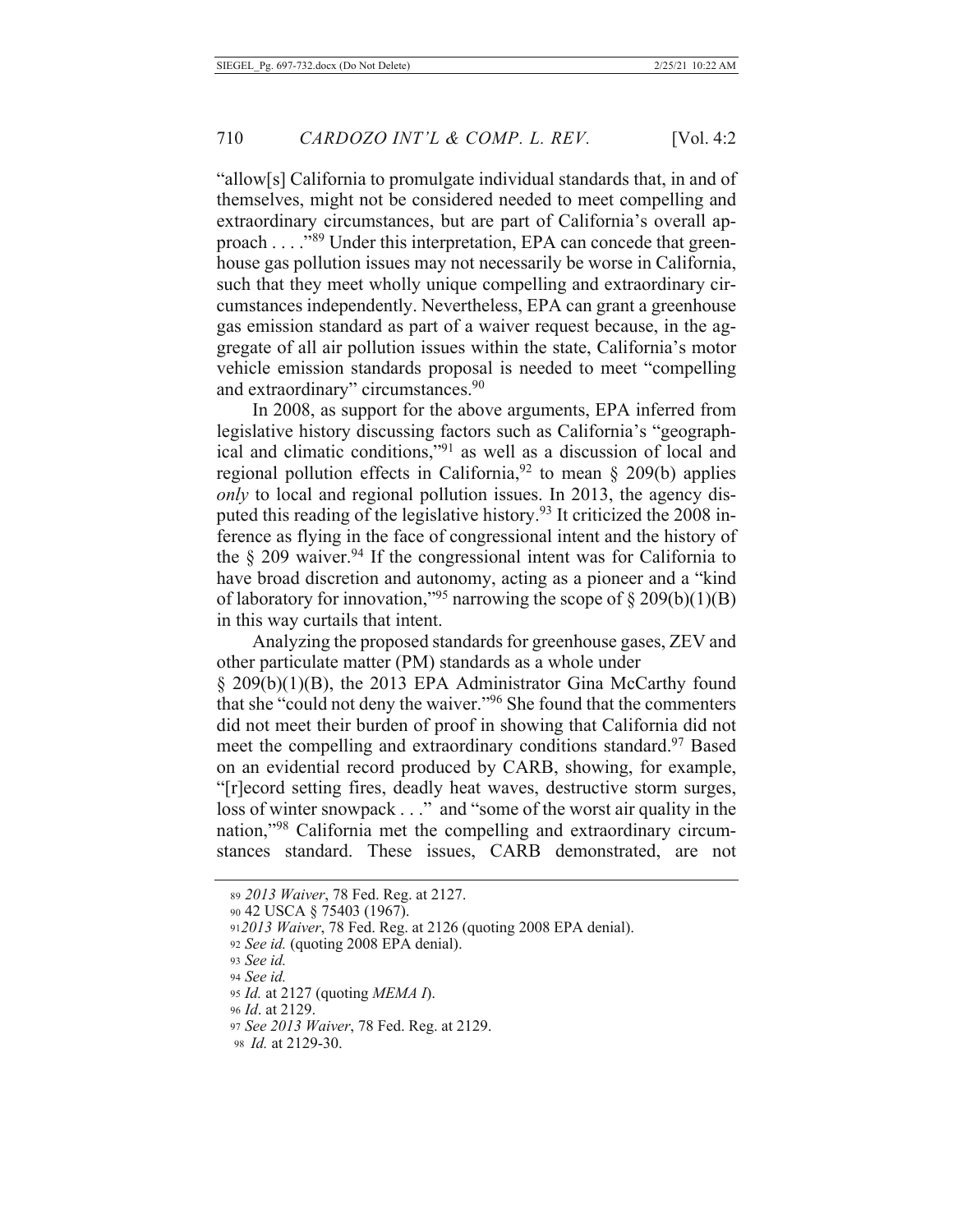"allow[s] California to promulgate individual standards that, in and of themselves, might not be considered needed to meet compelling and extraordinary circumstances, but are part of California's overall approach . . . ."[89] Under this interpretation, EPA can concede that greenhouse gas pollution issues may not necessarily be worse in California, such that they meet wholly unique compelling and extraordinary circumstances independently. Nevertheless, EPA can grant a greenhouse gas emission standard as part of a waiver request because, in the aggregate of all air pollution issues within the state, California's motor vehicle emission standards proposal is needed to meet "compelling and extraordinary" circumstances.[90]

In 2008, as support for the above arguments, EPA inferred from legislative history discussing factors such as California's "geographical and climatic conditions,"[91] as well as a discussion of local and regional pollution effects in California,[92] to mean § 209(b) applies *only* to local and regional pollution issues. In 2013, the agency disputed this reading of the legislative history.[93] It criticized the 2008 inference as flying in the face of congressional intent and the history of the § 209 waiver.[94] If the congressional intent was for California to have broad discretion and autonomy, acting as a pioneer and a "kind of laboratory for innovation,"[95] narrowing the scope of § 209(b)(1)(B) in this way curtails that intent.

Analyzing the proposed standards for greenhouse gases, ZEV and other particulate matter (PM) standards as a whole under § 209(b)(1)(B), the 2013 EPA Administrator Gina McCarthy found that she "could not deny the waiver."[96] She found that the commenters did not meet their burden of proof in showing that California did not meet the compelling and extraordinary conditions standard.[97] Based on an evidential record produced by CARB, showing, for example, "[r]ecord setting fires, deadly heat waves, destructive storm surges, loss of winter snowpack . . ." and "some of the worst air quality in the nation,"[98] California met the compelling and extraordinary circumstances standard. These issues, CARB demonstrated, are not

---

89 *2013 Waiver*, 78 Fed. Reg. at 2127.

90 42 USCA § 75403 (1967).

91 *2013 Waiver*, 78 Fed. Reg. at 2126 (quoting 2008 EPA denial).

92 *See id.* (quoting 2008 EPA denial).

93 *See id.*

94 *See id.*

95 *Id.* at 2127 (quoting *MEMA I*).

96 *Id*. at 2129.

97 *See 2013 Waiver*, 78 Fed. Reg. at 2129.

98 *Id.* at 2129-30.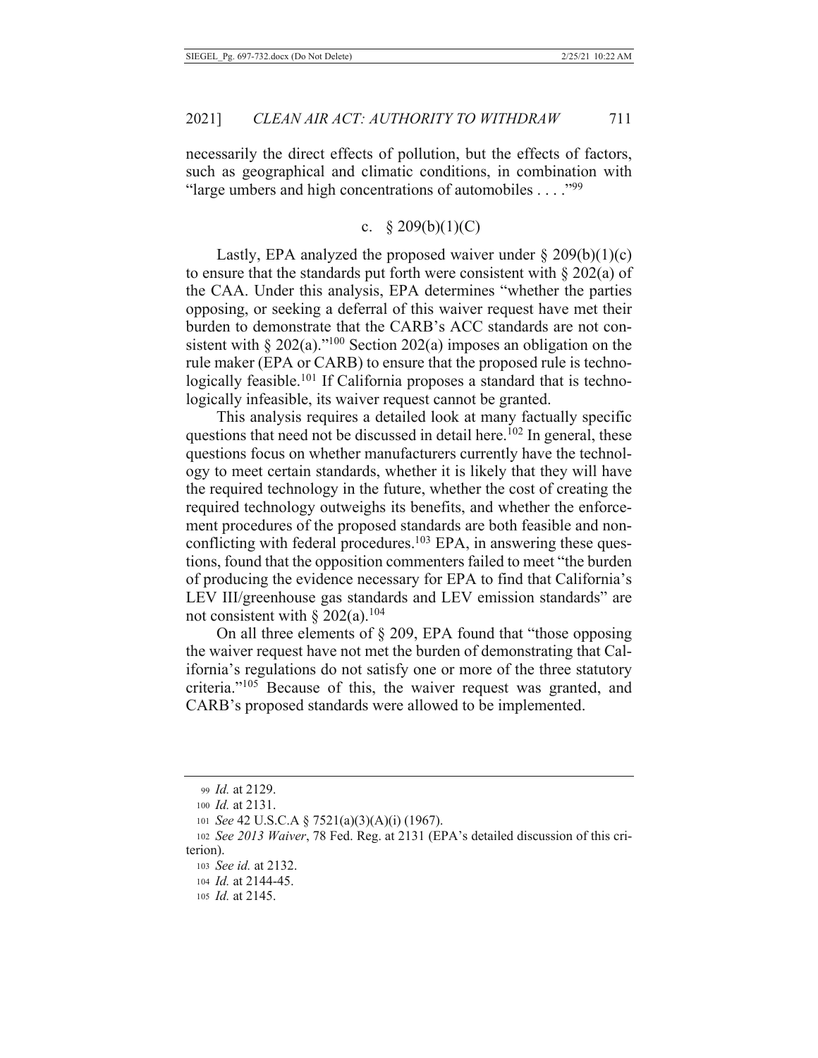necessarily the direct effects of pollution, but the effects of factors, such as geographical and climatic conditions, in combination with "large umbers and high concentrations of automobiles . . . ."[99]

### c. § 209(b)(1)(C)

Lastly, EPA analyzed the proposed waiver under § 209(b)(1)(c) to ensure that the standards put forth were consistent with § 202(a) of the CAA. Under this analysis, EPA determines "whether the parties opposing, or seeking a deferral of this waiver request have met their burden to demonstrate that the CARB's ACC standards are not consistent with § 202(a)."[100] Section 202(a) imposes an obligation on the rule maker (EPA or CARB) to ensure that the proposed rule is technologically feasible.[101] If California proposes a standard that is technologically infeasible, its waiver request cannot be granted.

This analysis requires a detailed look at many factually specific questions that need not be discussed in detail here.[102] In general, these questions focus on whether manufacturers currently have the technology to meet certain standards, whether it is likely that they will have the required technology in the future, whether the cost of creating the required technology outweighs its benefits, and whether the enforcement procedures of the proposed standards are both feasible and nonconflicting with federal procedures.[103] EPA, in answering these questions, found that the opposition commenters failed to meet "the burden of producing the evidence necessary for EPA to find that California's LEV III/greenhouse gas standards and LEV emission standards" are not consistent with § 202(a).[104]

On all three elements of § 209, EPA found that "those opposing the waiver request have not met the burden of demonstrating that California's regulations do not satisfy one or more of the three statutory criteria."[105] Because of this, the waiver request was granted, and CARB's proposed standards were allowed to be implemented.

---

99 *Id.* at 2129.

100 *Id.* at 2131.

101 *See* 42 U.S.C.A § 7521(a)(3)(A)(i) (1967).

102 *See 2013 Waiver*, 78 Fed. Reg. at 2131 (EPA's detailed discussion of this criterion).

103 *See id.* at 2132.

104 *Id.* at 2144-45.

105 *Id.* at 2145.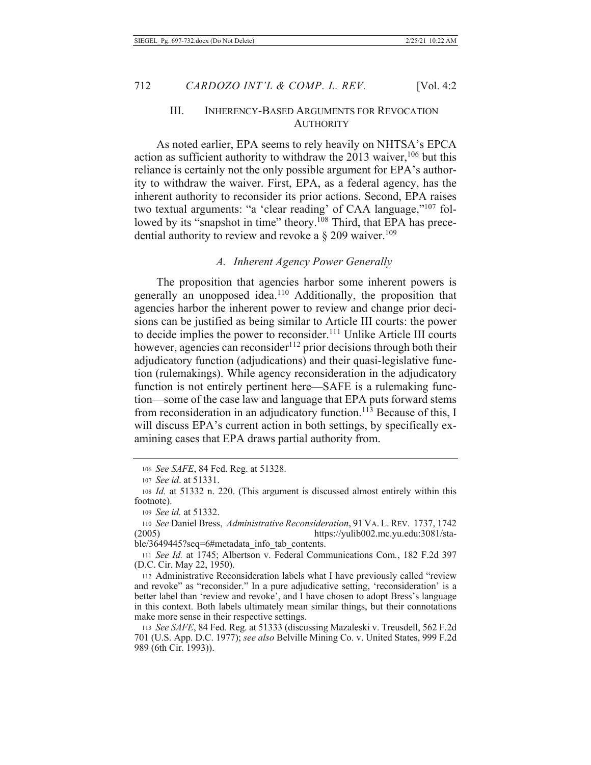## III. Inherency-Based Arguments for Revocation Authority

As noted earlier, EPA seems to rely heavily on NHTSA's EPCA action as sufficient authority to withdraw the 2013 waiver,[106] but this reliance is certainly not the only possible argument for EPA's authority to withdraw the waiver. First, EPA, as a federal agency, has the inherent authority to reconsider its prior actions. Second, EPA raises two textual arguments: "a 'clear reading' of CAA language,"[107] followed by its "snapshot in time" theory.[108] Third, that EPA has precedential authority to review and revoke a § 209 waiver.[109]

### A. Inherent Agency Power Generally

The proposition that agencies harbor some inherent powers is generally an unopposed idea.[110] Additionally, the proposition that agencies harbor the inherent power to review and change prior decisions can be justified as being similar to Article III courts: the power to decide implies the power to reconsider.[111] Unlike Article III courts however, agencies can reconsider[112] prior decisions through both their adjudicatory function (adjudications) and their quasi-legislative function (rulemakings). While agency reconsideration in the adjudicatory function is not entirely pertinent here—SAFE is a rulemaking function—some of the case law and language that EPA puts forward stems from reconsideration in an adjudicatory function.[113] Because of this, I will discuss EPA's current action in both settings, by specifically examining cases that EPA draws partial authority from.

---

106 *See SAFE*, 84 Fed. Reg. at 51328.

107 *See id*. at 51331.

108 *Id.* at 51332 n. 220. (This argument is discussed almost entirely within this footnote).

109 *See id.* at 51332.

110 *See* Daniel Bress, *Administrative Reconsideration*, 91 VA. L. REV. 1737, 1742 (2005) https://yulib002.mc.yu.edu:3081/stable/3649445?seq=6#metadata_info_tab_contents.

111 *See Id.* at 1745; Albertson v. Federal Communications Com., 182 F.2d 397 (D.C. Cir. May 22, 1950).

112 Administrative Reconsideration labels what I have previously called "review and revoke" as "reconsider." In a pure adjudicative setting, 'reconsideration' is a better label than 'review and revoke', and I have chosen to adopt Bress's language in this context. Both labels ultimately mean similar things, but their connotations make more sense in their respective settings.

113 *See SAFE*, 84 Fed. Reg. at 51333 (discussing Mazaleski v. Treusdell, 562 F.2d 701 (U.S. App. D.C. 1977); *see also* Belville Mining Co. v. United States, 999 F.2d 989 (6th Cir. 1993)).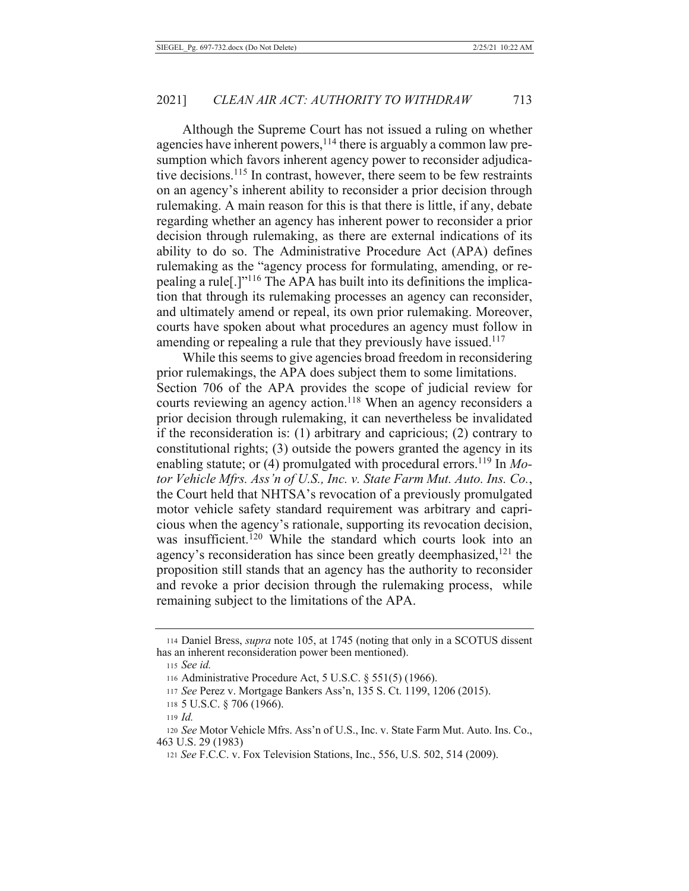Although the Supreme Court has not issued a ruling on whether agencies have inherent powers,[114] there is arguably a common law presumption which favors inherent agency power to reconsider adjudicative decisions.[115] In contrast, however, there seem to be few restraints on an agency's inherent ability to reconsider a prior decision through rulemaking. A main reason for this is that there is little, if any, debate regarding whether an agency has inherent power to reconsider a prior decision through rulemaking, as there are external indications of its ability to do so. The Administrative Procedure Act (APA) defines rulemaking as the "agency process for formulating, amending, or repealing a rule[.]"[116] The APA has built into its definitions the implication that through its rulemaking processes an agency can reconsider, and ultimately amend or repeal, its own prior rulemaking. Moreover, courts have spoken about what procedures an agency must follow in amending or repealing a rule that they previously have issued.[117]

While this seems to give agencies broad freedom in reconsidering prior rulemakings, the APA does subject them to some limitations. Section 706 of the APA provides the scope of judicial review for courts reviewing an agency action.[118] When an agency reconsiders a prior decision through rulemaking, it can nevertheless be invalidated if the reconsideration is: (1) arbitrary and capricious; (2) contrary to constitutional rights; (3) outside the powers granted the agency in its enabling statute; or (4) promulgated with procedural errors.[119] In *Motor Vehicle Mfrs. Ass'n of U.S., Inc. v. State Farm Mut. Auto. Ins. Co.*, the Court held that NHTSA's revocation of a previously promulgated motor vehicle safety standard requirement was arbitrary and capricious when the agency's rationale, supporting its revocation decision, was insufficient.[120] While the standard which courts look into an agency's reconsideration has since been greatly deemphasized,[121] the proposition still stands that an agency has the authority to reconsider and revoke a prior decision through the rulemaking process, while remaining subject to the limitations of the APA.

---

114 Daniel Bress, *supra* note 105, at 1745 (noting that only in a SCOTUS dissent has an inherent reconsideration power been mentioned).

115 *See id.*

116 Administrative Procedure Act, 5 U.S.C. § 551(5) (1966).

117 *See* Perez v. Mortgage Bankers Ass'n, 135 S. Ct. 1199, 1206 (2015).

118 5 U.S.C. § 706 (1966).

119 *Id.*

120 *See* Motor Vehicle Mfrs. Ass'n of U.S., Inc. v. State Farm Mut. Auto. Ins. Co., 463 U.S. 29 (1983)

121 *See* F.C.C. v. Fox Television Stations, Inc., 556, U.S. 502, 514 (2009).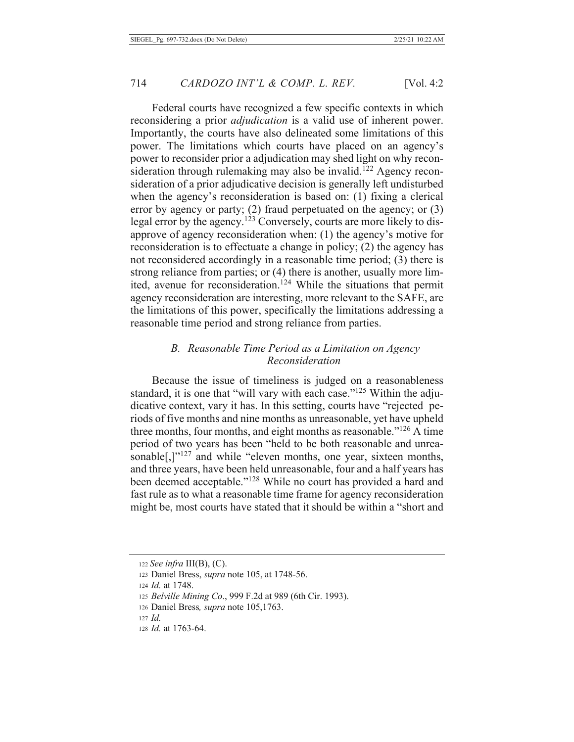Federal courts have recognized a few specific contexts in which reconsidering a prior *adjudication* is a valid use of inherent power. Importantly, the courts have also delineated some limitations of this power. The limitations which courts have placed on an agency's power to reconsider prior a adjudication may shed light on why reconsideration through rulemaking may also be invalid.[122] Agency reconsideration of a prior adjudicative decision is generally left undisturbed when the agency's reconsideration is based on: (1) fixing a clerical error by agency or party; (2) fraud perpetuated on the agency; or (3) legal error by the agency.[123] Conversely, courts are more likely to disapprove of agency reconsideration when: (1) the agency's motive for reconsideration is to effectuate a change in policy; (2) the agency has not reconsidered accordingly in a reasonable time period; (3) there is strong reliance from parties; or (4) there is another, usually more limited, avenue for reconsideration.[124] While the situations that permit agency reconsideration are interesting, more relevant to the SAFE, are the limitations of this power, specifically the limitations addressing a reasonable time period and strong reliance from parties.

### *B. Reasonable Time Period as a Limitation on Agency Reconsideration*

Because the issue of timeliness is judged on a reasonableness standard, it is one that "will vary with each case."[125] Within the adjudicative context, vary it has. In this setting, courts have "rejected periods of five months and nine months as unreasonable, yet have upheld three months, four months, and eight months as reasonable."[126] A time period of two years has been "held to be both reasonable and unreasonable[,]"[127] and while "eleven months, one year, sixteen months, and three years, have been held unreasonable, four and a half years has been deemed acceptable."[128] While no court has provided a hard and fast rule as to what a reasonable time frame for agency reconsideration might be, most courts have stated that it should be within a "short and

---

122 *See infra* III(B), (C).

123 Daniel Bress, *supra* note 105, at 1748-56.

124 *Id.* at 1748.

125 *Belville Mining Co*., 999 F.2d at 989 (6th Cir. 1993).

126 Daniel Bress*, supra* note 105,1763.

127 *Id.*

128 *Id.* at 1763-64.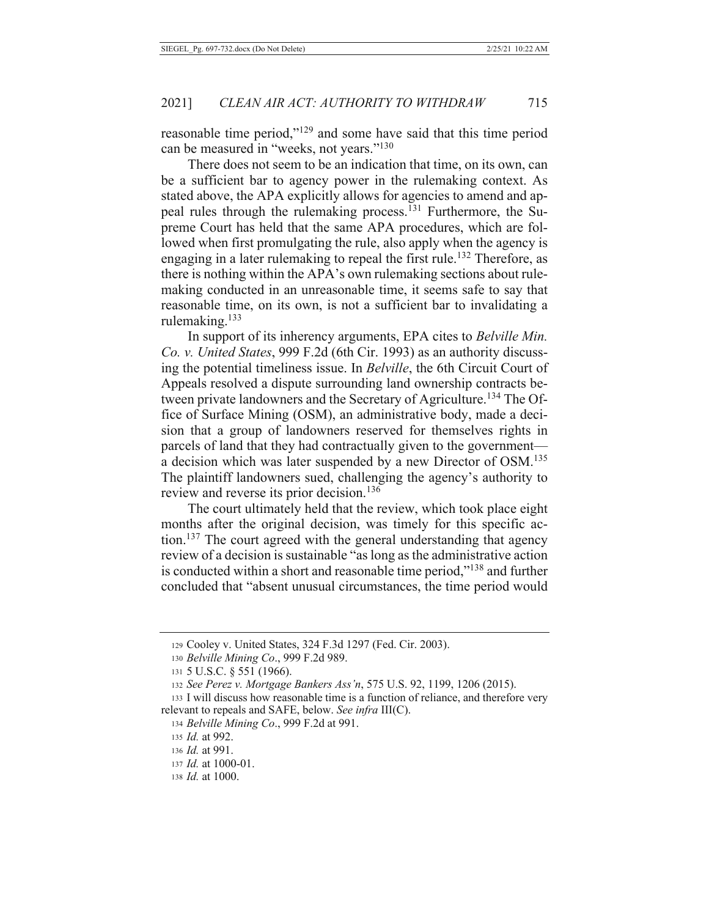reasonable time period,"[129] and some have said that this time period can be measured in "weeks, not years."[130]

There does not seem to be an indication that time, on its own, can be a sufficient bar to agency power in the rulemaking context. As stated above, the APA explicitly allows for agencies to amend and appeal rules through the rulemaking process.[131] Furthermore, the Supreme Court has held that the same APA procedures, which are followed when first promulgating the rule, also apply when the agency is engaging in a later rulemaking to repeal the first rule.[132] Therefore, as there is nothing within the APA's own rulemaking sections about rulemaking conducted in an unreasonable time, it seems safe to say that reasonable time, on its own, is not a sufficient bar to invalidating a rulemaking.[133]

In support of its inherency arguments, EPA cites to *Belville Min. Co. v. United States*, 999 F.2d (6th Cir. 1993) as an authority discussing the potential timeliness issue. In *Belville*, the 6th Circuit Court of Appeals resolved a dispute surrounding land ownership contracts between private landowners and the Secretary of Agriculture.[134] The Office of Surface Mining (OSM), an administrative body, made a decision that a group of landowners reserved for themselves rights in parcels of land that they had contractually given to the government—a decision which was later suspended by a new Director of OSM.[135] The plaintiff landowners sued, challenging the agency's authority to review and reverse its prior decision.[136]

The court ultimately held that the review, which took place eight months after the original decision, was timely for this specific action.[137] The court agreed with the general understanding that agency review of a decision is sustainable "as long as the administrative action is conducted within a short and reasonable time period,"[138] and further concluded that "absent unusual circumstances, the time period would

---

129 Cooley v. United States, 324 F.3d 1297 (Fed. Cir. 2003).

130 *Belville Mining Co*., 999 F.2d 989.

131 5 U.S.C. § 551 (1966).

132 *See Perez v. Mortgage Bankers Ass'n*, 575 U.S. 92, 1199, 1206 (2015).

133 I will discuss how reasonable time is a function of reliance, and therefore very relevant to repeals and SAFE, below. *See infra* III(C).

134 *Belville Mining Co*., 999 F.2d at 991.

135 *Id.* at 992.

136 *Id.* at 991.

137 *Id.* at 1000-01.

138 *Id.* at 1000.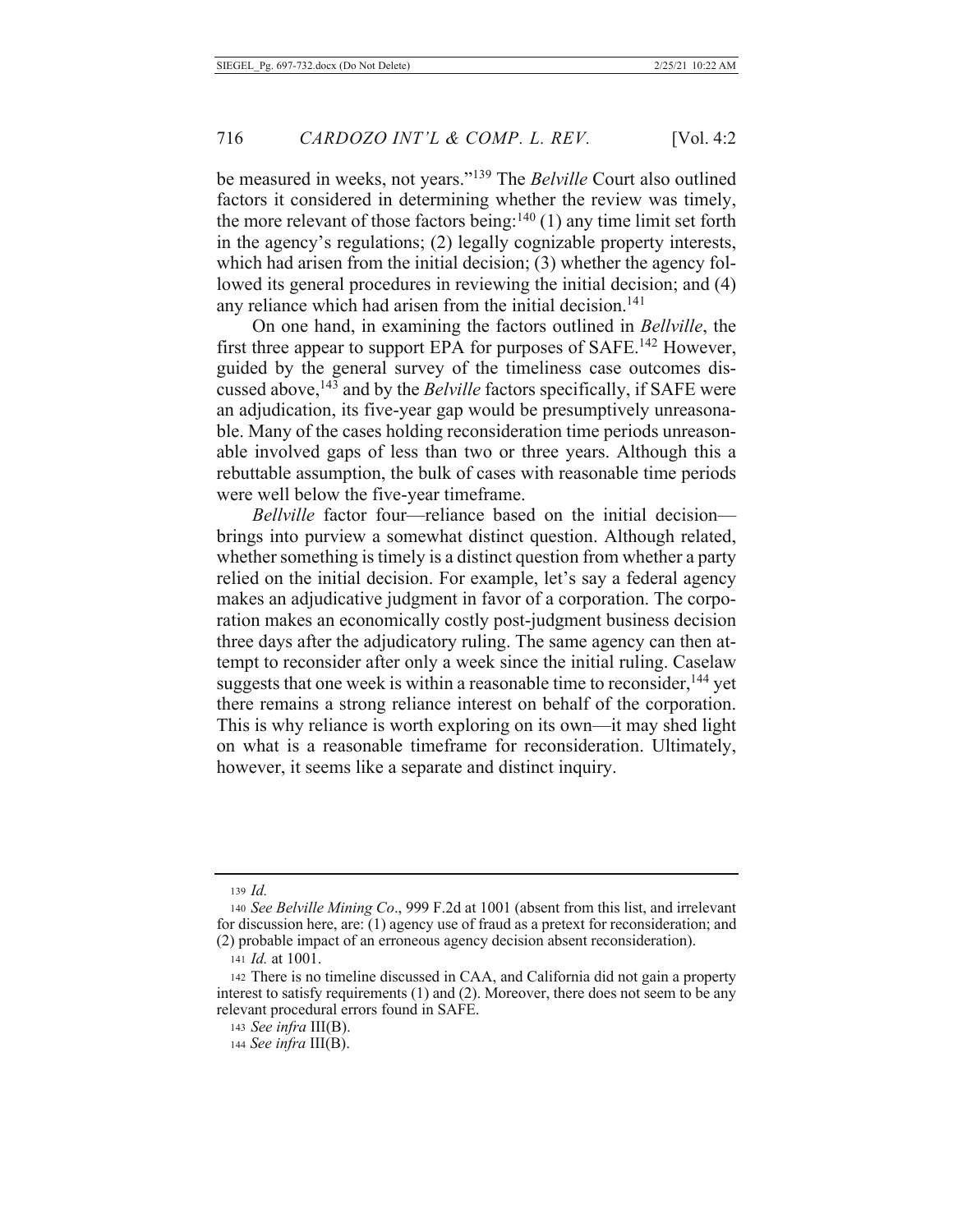be measured in weeks, not years."[139] The *Belville* Court also outlined factors it considered in determining whether the review was timely, the more relevant of those factors being:[140] (1) any time limit set forth in the agency's regulations; (2) legally cognizable property interests, which had arisen from the initial decision; (3) whether the agency followed its general procedures in reviewing the initial decision; and (4) any reliance which had arisen from the initial decision.[141]

On one hand, in examining the factors outlined in *Bellville*, the first three appear to support EPA for purposes of SAFE.[142] However, guided by the general survey of the timeliness case outcomes discussed above,[143] and by the *Belville* factors specifically, if SAFE were an adjudication, its five-year gap would be presumptively unreasonable. Many of the cases holding reconsideration time periods unreasonable involved gaps of less than two or three years. Although this a rebuttable assumption, the bulk of cases with reasonable time periods were well below the five-year timeframe.

*Bellville* factor four—reliance based on the initial decision—brings into purview a somewhat distinct question. Although related, whether something is timely is a distinct question from whether a party relied on the initial decision. For example, let's say a federal agency makes an adjudicative judgment in favor of a corporation. The corporation makes an economically costly post-judgment business decision three days after the adjudicatory ruling. The same agency can then attempt to reconsider after only a week since the initial ruling. Caselaw suggests that one week is within a reasonable time to reconsider,[144] yet there remains a strong reliance interest on behalf of the corporation. This is why reliance is worth exploring on its own—it may shed light on what is a reasonable timeframe for reconsideration. Ultimately, however, it seems like a separate and distinct inquiry.

---

139 *Id.*

140 *See Belville Mining Co*., 999 F.2d at 1001 (absent from this list, and irrelevant for discussion here, are: (1) agency use of fraud as a pretext for reconsideration; and (2) probable impact of an erroneous agency decision absent reconsideration).

141 *Id.* at 1001.

142 There is no timeline discussed in CAA, and California did not gain a property interest to satisfy requirements (1) and (2). Moreover, there does not seem to be any relevant procedural errors found in SAFE.

143 *See infra* III(B).

144 *See infra* III(B).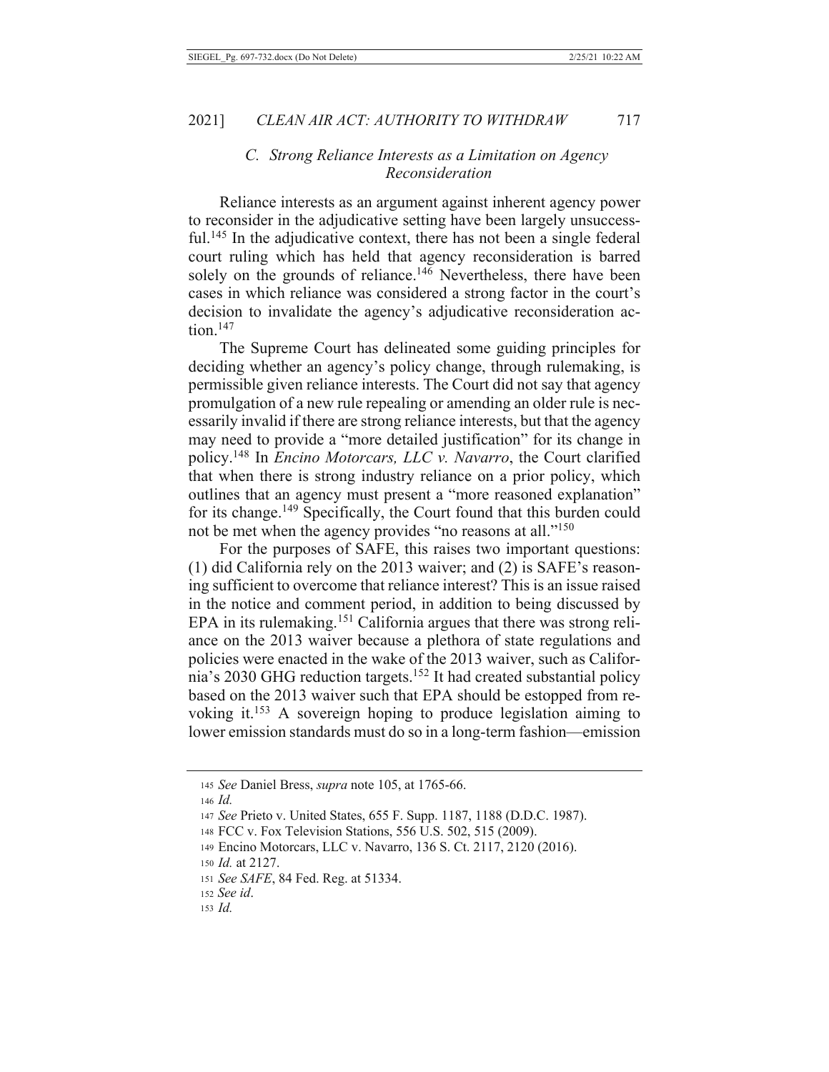### C. Strong Reliance Interests as a Limitation on Agency Reconsideration

Reliance interests as an argument against inherent agency power to reconsider in the adjudicative setting have been largely unsuccessful.[145] In the adjudicative context, there has not been a single federal court ruling which has held that agency reconsideration is barred solely on the grounds of reliance.[146] Nevertheless, there have been cases in which reliance was considered a strong factor in the court's decision to invalidate the agency's adjudicative reconsideration action.[147]

The Supreme Court has delineated some guiding principles for deciding whether an agency's policy change, through rulemaking, is permissible given reliance interests. The Court did not say that agency promulgation of a new rule repealing or amending an older rule is necessarily invalid if there are strong reliance interests, but that the agency may need to provide a "more detailed justification" for its change in policy.[148] In *Encino Motorcars, LLC v. Navarro*, the Court clarified that when there is strong industry reliance on a prior policy, which outlines that an agency must present a "more reasoned explanation" for its change.[149] Specifically, the Court found that this burden could not be met when the agency provides "no reasons at all."[150]

For the purposes of SAFE, this raises two important questions: (1) did California rely on the 2013 waiver; and (2) is SAFE's reasoning sufficient to overcome that reliance interest? This is an issue raised in the notice and comment period, in addition to being discussed by EPA in its rulemaking.[151] California argues that there was strong reliance on the 2013 waiver because a plethora of state regulations and policies were enacted in the wake of the 2013 waiver, such as California's 2030 GHG reduction targets.[152] It had created substantial policy based on the 2013 waiver such that EPA should be estopped from revoking it.[153] A sovereign hoping to produce legislation aiming to lower emission standards must do so in a long-term fashion—emission

---

145 *See* Daniel Bress, *supra* note 105, at 1765-66.

146 *Id.*

147 *See* Prieto v. United States, 655 F. Supp. 1187, 1188 (D.D.C. 1987).

148 FCC v. Fox Television Stations, 556 U.S. 502, 515 (2009).

149 Encino Motorcars, LLC v. Navarro, 136 S. Ct. 2117, 2120 (2016).

150 *Id.* at 2127.

151 *See SAFE*, 84 Fed. Reg. at 51334.

152 *See id*.

153 *Id.*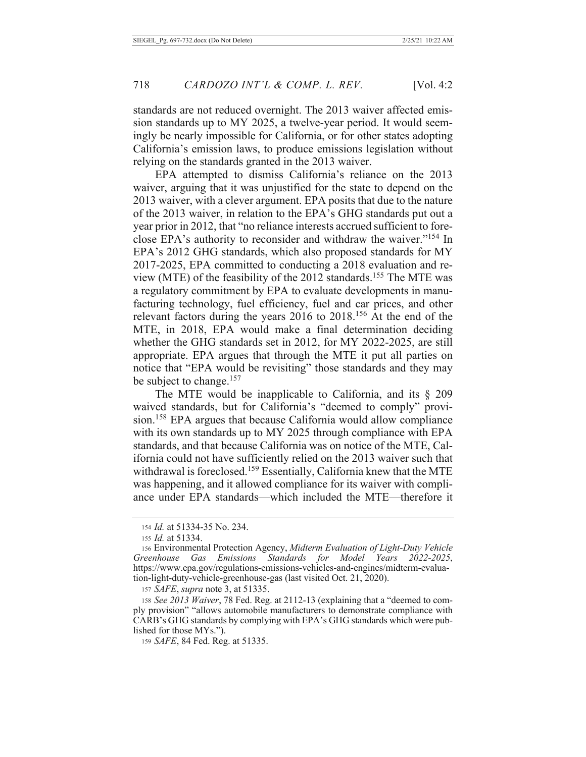standards are not reduced overnight. The 2013 waiver affected emission standards up to MY 2025, a twelve-year period. It would seemingly be nearly impossible for California, or for other states adopting California's emission laws, to produce emissions legislation without relying on the standards granted in the 2013 waiver.

EPA attempted to dismiss California's reliance on the 2013 waiver, arguing that it was unjustified for the state to depend on the 2013 waiver, with a clever argument. EPA posits that due to the nature of the 2013 waiver, in relation to the EPA's GHG standards put out a year prior in 2012, that "no reliance interests accrued sufficient to foreclose EPA's authority to reconsider and withdraw the waiver."[154] In EPA's 2012 GHG standards, which also proposed standards for MY 2017-2025, EPA committed to conducting a 2018 evaluation and review (MTE) of the feasibility of the 2012 standards.[155] The MTE was a regulatory commitment by EPA to evaluate developments in manufacturing technology, fuel efficiency, fuel and car prices, and other relevant factors during the years 2016 to 2018.[156] At the end of the MTE, in 2018, EPA would make a final determination deciding whether the GHG standards set in 2012, for MY 2022-2025, are still appropriate. EPA argues that through the MTE it put all parties on notice that "EPA would be revisiting" those standards and they may be subject to change.[157]

The MTE would be inapplicable to California, and its § 209 waived standards, but for California's "deemed to comply" provision.[158] EPA argues that because California would allow compliance with its own standards up to MY 2025 through compliance with EPA standards, and that because California was on notice of the MTE, California could not have sufficiently relied on the 2013 waiver such that withdrawal is foreclosed.[159] Essentially, California knew that the MTE was happening, and it allowed compliance for its waiver with compliance under EPA standards—which included the MTE—therefore it

---

154 *Id.* at 51334-35 No. 234.

155 *Id.* at 51334.

156 Environmental Protection Agency, *Midterm Evaluation of Light-Duty Vehicle Greenhouse Gas Emissions Standards for Model Years 2022-2025*, https://www.epa.gov/regulations-emissions-vehicles-and-engines/midterm-evaluation-light-duty-vehicle-greenhouse-gas (last visited Oct. 21, 2020).

157 *SAFE*, *supra* note 3, at 51335.

158 *See 2013 Waiver*, 78 Fed. Reg. at 2112-13 (explaining that a "deemed to comply provision" "allows automobile manufacturers to demonstrate compliance with CARB's GHG standards by complying with EPA's GHG standards which were published for those MYs.").

159 *SAFE*, 84 Fed. Reg. at 51335.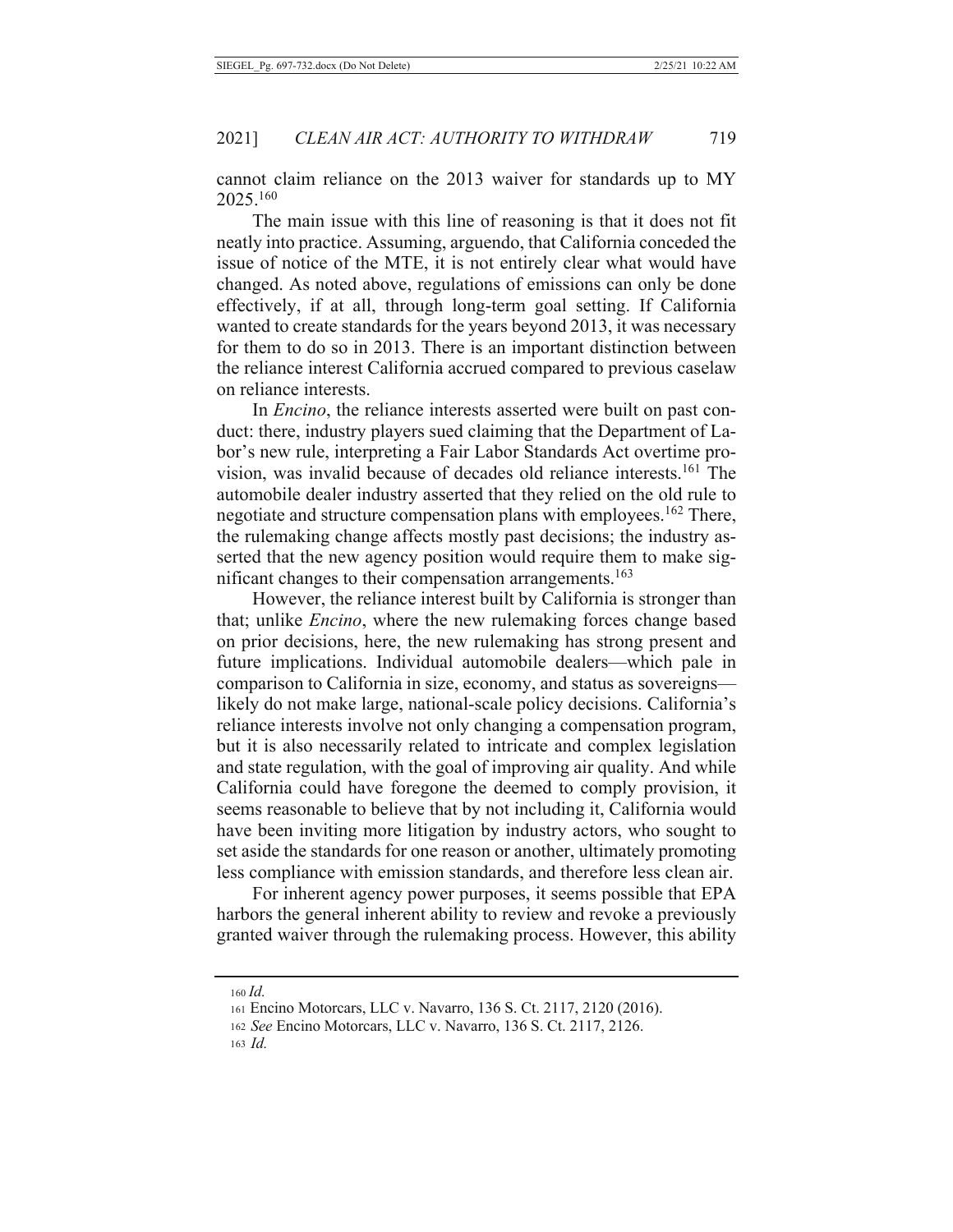cannot claim reliance on the 2013 waiver for standards up to MY 2025.[160]

The main issue with this line of reasoning is that it does not fit neatly into practice. Assuming, arguendo, that California conceded the issue of notice of the MTE, it is not entirely clear what would have changed. As noted above, regulations of emissions can only be done effectively, if at all, through long-term goal setting. If California wanted to create standards for the years beyond 2013, it was necessary for them to do so in 2013. There is an important distinction between the reliance interest California accrued compared to previous caselaw on reliance interests.

In *Encino*, the reliance interests asserted were built on past conduct: there, industry players sued claiming that the Department of Labor's new rule, interpreting a Fair Labor Standards Act overtime provision, was invalid because of decades old reliance interests.[161] The automobile dealer industry asserted that they relied on the old rule to negotiate and structure compensation plans with employees.[162] There, the rulemaking change affects mostly past decisions; the industry asserted that the new agency position would require them to make significant changes to their compensation arrangements.[163]

However, the reliance interest built by California is stronger than that; unlike *Encino*, where the new rulemaking forces change based on prior decisions, here, the new rulemaking has strong present and future implications. Individual automobile dealers—which pale in comparison to California in size, economy, and status as sovereigns—likely do not make large, national-scale policy decisions. California's reliance interests involve not only changing a compensation program, but it is also necessarily related to intricate and complex legislation and state regulation, with the goal of improving air quality. And while California could have foregone the deemed to comply provision, it seems reasonable to believe that by not including it, California would have been inviting more litigation by industry actors, who sought to set aside the standards for one reason or another, ultimately promoting less compliance with emission standards, and therefore less clean air.

For inherent agency power purposes, it seems possible that EPA harbors the general inherent ability to review and revoke a previously granted waiver through the rulemaking process. However, this ability

---

160 *Id.*

161 Encino Motorcars, LLC v. Navarro, 136 S. Ct. 2117, 2120 (2016).

162 *See* Encino Motorcars, LLC v. Navarro, 136 S. Ct. 2117, 2126.

163 *Id.*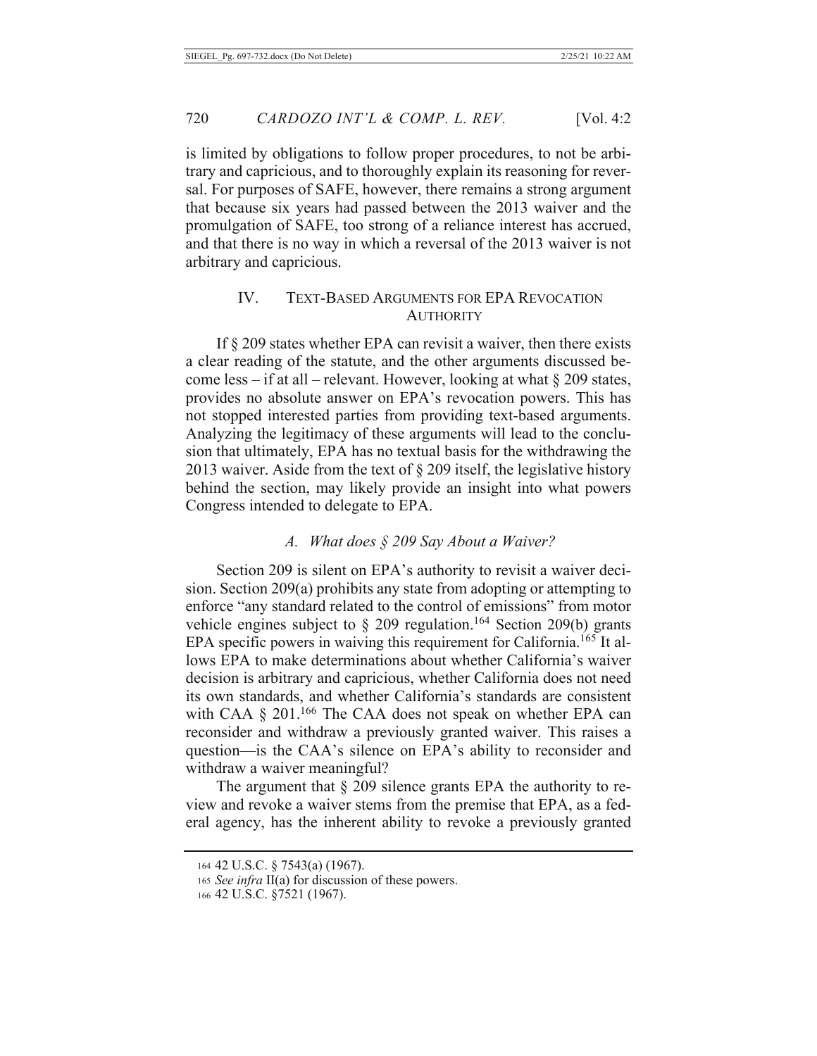is limited by obligations to follow proper procedures, to not be arbitrary and capricious, and to thoroughly explain its reasoning for reversal. For purposes of SAFE, however, there remains a strong argument that because six years had passed between the 2013 waiver and the promulgation of SAFE, too strong of a reliance interest has accrued, and that there is no way in which a reversal of the 2013 waiver is not arbitrary and capricious.

## IV. TEXT-BASED ARGUMENTS FOR EPA REVOCATION AUTHORITY

If § 209 states whether EPA can revisit a waiver, then there exists a clear reading of the statute, and the other arguments discussed become less – if at all – relevant. However, looking at what § 209 states, provides no absolute answer on EPA's revocation powers. This has not stopped interested parties from providing text-based arguments. Analyzing the legitimacy of these arguments will lead to the conclusion that ultimately, EPA has no textual basis for the withdrawing the 2013 waiver. Aside from the text of § 209 itself, the legislative history behind the section, may likely provide an insight into what powers Congress intended to delegate to EPA.

### *A. What does § 209 Say About a Waiver?*

Section 209 is silent on EPA's authority to revisit a waiver decision. Section 209(a) prohibits any state from adopting or attempting to enforce "any standard related to the control of emissions" from motor vehicle engines subject to § 209 regulation.[164] Section 209(b) grants EPA specific powers in waiving this requirement for California.[165] It allows EPA to make determinations about whether California's waiver decision is arbitrary and capricious, whether California does not need its own standards, and whether California's standards are consistent with CAA § 201.[166] The CAA does not speak on whether EPA can reconsider and withdraw a previously granted waiver. This raises a question—is the CAA's silence on EPA's ability to reconsider and withdraw a waiver meaningful?

The argument that § 209 silence grants EPA the authority to review and revoke a waiver stems from the premise that EPA, as a federal agency, has the inherent ability to revoke a previously granted

---

164 42 U.S.C. § 7543(a) (1967).

165 *See infra* II(a) for discussion of these powers.

166 42 U.S.C. §7521 (1967).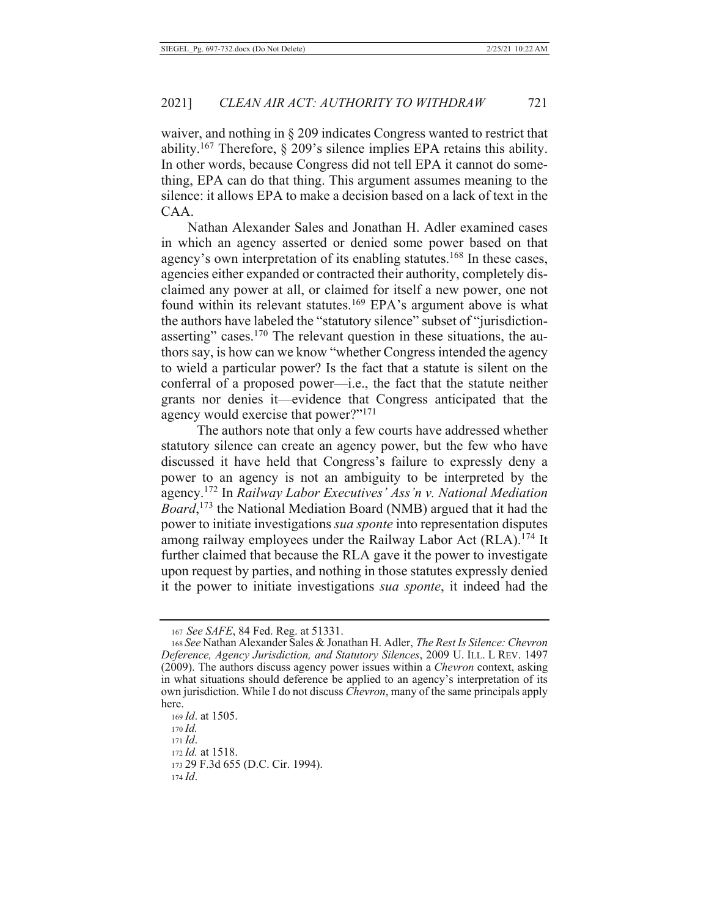waiver, and nothing in § 209 indicates Congress wanted to restrict that ability.[167] Therefore, § 209's silence implies EPA retains this ability. In other words, because Congress did not tell EPA it cannot do something, EPA can do that thing. This argument assumes meaning to the silence: it allows EPA to make a decision based on a lack of text in the CAA.

Nathan Alexander Sales and Jonathan H. Adler examined cases in which an agency asserted or denied some power based on that agency's own interpretation of its enabling statutes.[168] In these cases, agencies either expanded or contracted their authority, completely disclaimed any power at all, or claimed for itself a new power, one not found within its relevant statutes.[169] EPA's argument above is what the authors have labeled the "statutory silence" subset of "jurisdiction-asserting" cases.[170] The relevant question in these situations, the authors say, is how can we know "whether Congress intended the agency to wield a particular power? Is the fact that a statute is silent on the conferral of a proposed power—i.e., the fact that the statute neither grants nor denies it—evidence that Congress anticipated that the agency would exercise that power?"[171]

The authors note that only a few courts have addressed whether statutory silence can create an agency power, but the few who have discussed it have held that Congress's failure to expressly deny a power to an agency is not an ambiguity to be interpreted by the agency.[172] In *Railway Labor Executives' Ass'n v. National Mediation Board*,[173] the National Mediation Board (NMB) argued that it had the power to initiate investigations *sua sponte* into representation disputes among railway employees under the Railway Labor Act (RLA).[174] It further claimed that because the RLA gave it the power to investigate upon request by parties, and nothing in those statutes expressly denied it the power to initiate investigations *sua sponte*, it indeed had the

---

[167] *See SAFE*, 84 Fed. Reg. at 51331.

[168] *See* Nathan Alexander Sales & Jonathan H. Adler, *The Rest Is Silence: Chevron Deference, Agency Jurisdiction, and Statutory Silences*, 2009 U. ILL. L REV. 1497 (2009). The authors discuss agency power issues within a *Chevron* context, asking in what situations should deference be applied to an agency's interpretation of its own jurisdiction. While I do not discuss *Chevron*, many of the same principals apply here.

[169] *Id*. at 1505.

[170] *Id.*

[171] *Id*.

[172] *Id.* at 1518.

[173] 29 F.3d 655 (D.C. Cir. 1994).

[174] *Id*.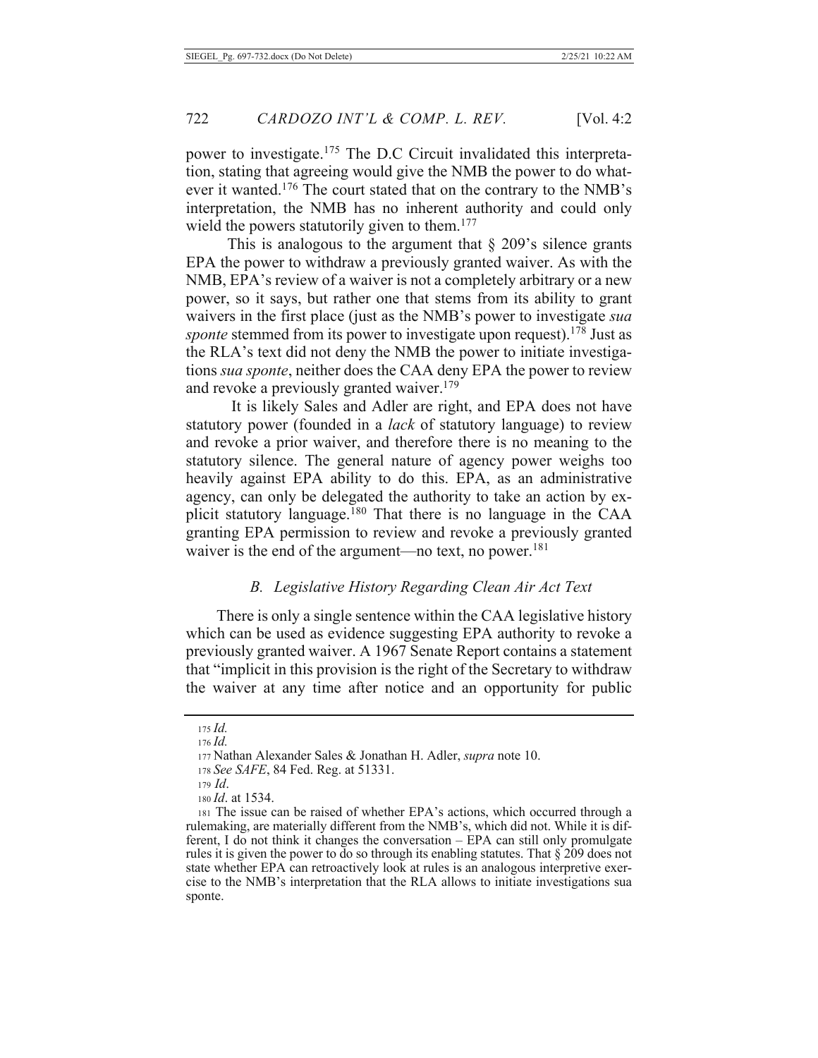power to investigate.[175] The D.C Circuit invalidated this interpretation, stating that agreeing would give the NMB the power to do whatever it wanted.[176] The court stated that on the contrary to the NMB's interpretation, the NMB has no inherent authority and could only wield the powers statutorily given to them.[177]

This is analogous to the argument that § 209's silence grants EPA the power to withdraw a previously granted waiver. As with the NMB, EPA's review of a waiver is not a completely arbitrary or a new power, so it says, but rather one that stems from its ability to grant waivers in the first place (just as the NMB's power to investigate *sua sponte* stemmed from its power to investigate upon request).[178] Just as the RLA's text did not deny the NMB the power to initiate investigations *sua sponte*, neither does the CAA deny EPA the power to review and revoke a previously granted waiver.[179]

It is likely Sales and Adler are right, and EPA does not have statutory power (founded in a *lack* of statutory language) to review and revoke a prior waiver, and therefore there is no meaning to the statutory silence. The general nature of agency power weighs too heavily against EPA ability to do this. EPA, as an administrative agency, can only be delegated the authority to take an action by explicit statutory language.[180] That there is no language in the CAA granting EPA permission to review and revoke a previously granted waiver is the end of the argument—no text, no power.[181]

### *B. Legislative History Regarding Clean Air Act Text*

There is only a single sentence within the CAA legislative history which can be used as evidence suggesting EPA authority to revoke a previously granted waiver. A 1967 Senate Report contains a statement that "implicit in this provision is the right of the Secretary to withdraw the waiver at any time after notice and an opportunity for public

---

[175] *Id.*

[176] *Id.*

[177] Nathan Alexander Sales & Jonathan H. Adler, *supra* note 10.

[178] *See SAFE*, 84 Fed. Reg. at 51331.

[179] *Id*.

[180] *Id*. at 1534.

[181] The issue can be raised of whether EPA's actions, which occurred through a rulemaking, are materially different from the NMB's, which did not. While it is different, I do not think it changes the conversation – EPA can still only promulgate rules it is given the power to do so through its enabling statutes. That § 209 does not state whether EPA can retroactively look at rules is an analogous interpretive exercise to the NMB's interpretation that the RLA allows to initiate investigations sua sponte.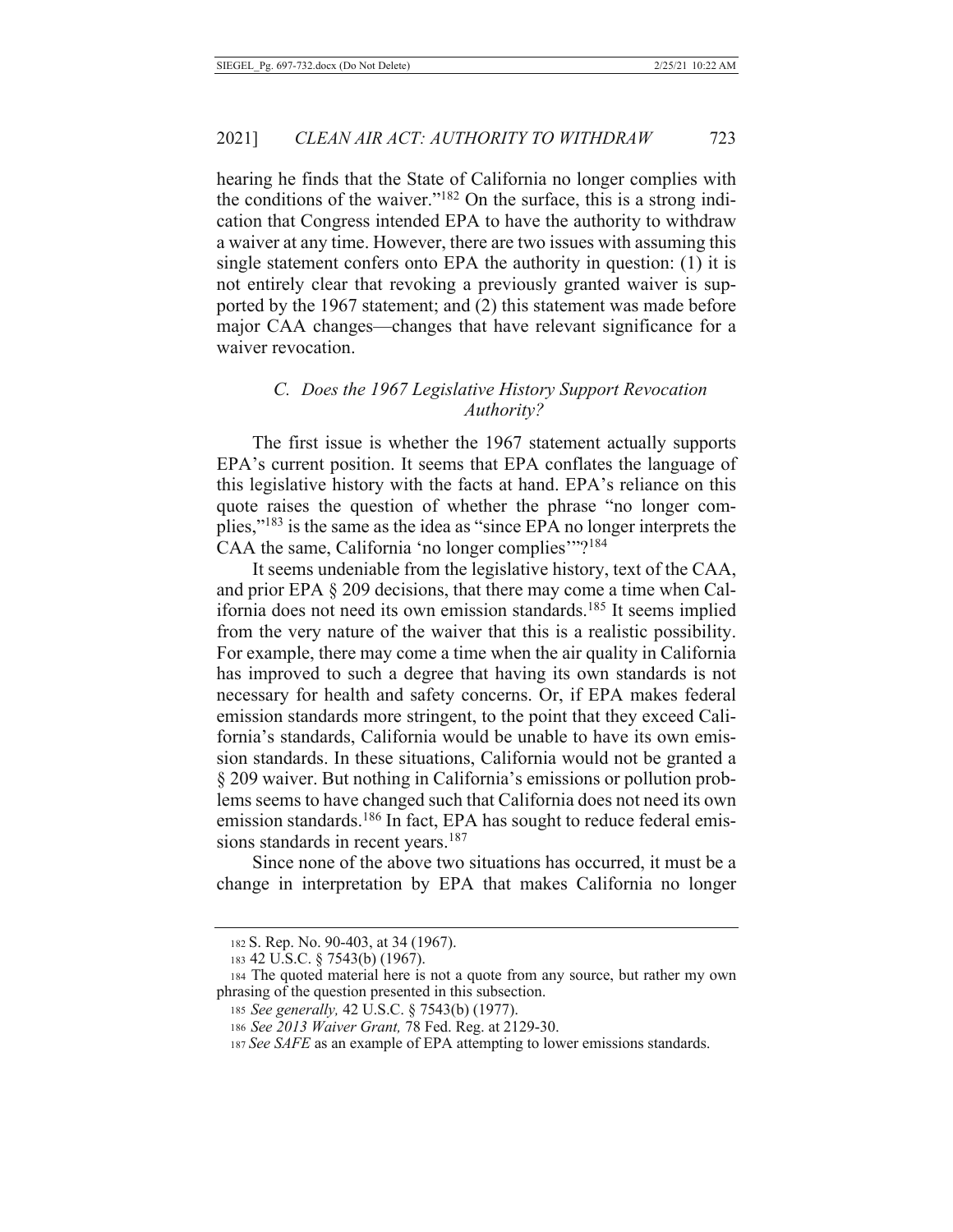hearing he finds that the State of California no longer complies with the conditions of the waiver."[182] On the surface, this is a strong indication that Congress intended EPA to have the authority to withdraw a waiver at any time. However, there are two issues with assuming this single statement confers onto EPA the authority in question: (1) it is not entirely clear that revoking a previously granted waiver is supported by the 1967 statement; and (2) this statement was made before major CAA changes—changes that have relevant significance for a waiver revocation.

### *C. Does the 1967 Legislative History Support Revocation Authority?*

The first issue is whether the 1967 statement actually supports EPA's current position. It seems that EPA conflates the language of this legislative history with the facts at hand. EPA's reliance on this quote raises the question of whether the phrase "no longer complies,"[183] is the same as the idea as "since EPA no longer interprets the CAA the same, California 'no longer complies'"?[184]

It seems undeniable from the legislative history, text of the CAA, and prior EPA § 209 decisions, that there may come a time when California does not need its own emission standards.[185] It seems implied from the very nature of the waiver that this is a realistic possibility. For example, there may come a time when the air quality in California has improved to such a degree that having its own standards is not necessary for health and safety concerns. Or, if EPA makes federal emission standards more stringent, to the point that they exceed California's standards, California would be unable to have its own emission standards. In these situations, California would not be granted a § 209 waiver. But nothing in California's emissions or pollution problems seems to have changed such that California does not need its own emission standards.[186] In fact, EPA has sought to reduce federal emissions standards in recent years.[187]

Since none of the above two situations has occurred, it must be a change in interpretation by EPA that makes California no longer

---

182 S. Rep. No. 90-403, at 34 (1967).

183 42 U.S.C. § 7543(b) (1967).

184 The quoted material here is not a quote from any source, but rather my own phrasing of the question presented in this subsection.

185 *See generally,* 42 U.S.C. § 7543(b) (1977).

186 *See 2013 Waiver Grant,* 78 Fed. Reg. at 2129-30.

187 *See SAFE* as an example of EPA attempting to lower emissions standards.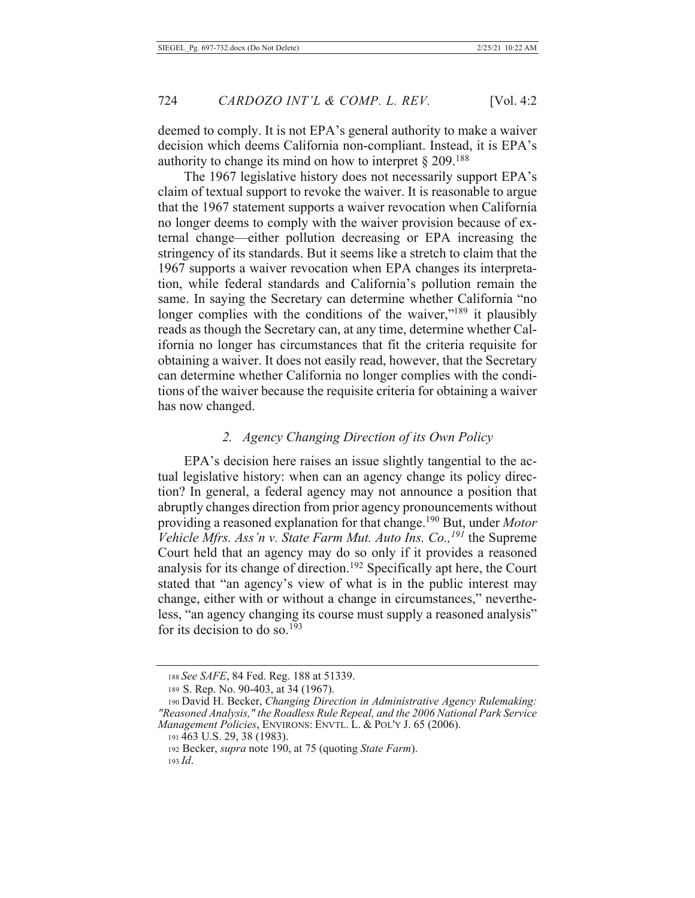deemed to comply. It is not EPA's general authority to make a waiver decision which deems California non-compliant. Instead, it is EPA's authority to change its mind on how to interpret § 209.[188]

The 1967 legislative history does not necessarily support EPA's claim of textual support to revoke the waiver. It is reasonable to argue that the 1967 statement supports a waiver revocation when California no longer deems to comply with the waiver provision because of external change—either pollution decreasing or EPA increasing the stringency of its standards. But it seems like a stretch to claim that the 1967 supports a waiver revocation when EPA changes its interpretation, while federal standards and California's pollution remain the same. In saying the Secretary can determine whether California "no longer complies with the conditions of the waiver,"[189] it plausibly reads as though the Secretary can, at any time, determine whether California no longer has circumstances that fit the criteria requisite for obtaining a waiver. It does not easily read, however, that the Secretary can determine whether California no longer complies with the conditions of the waiver because the requisite criteria for obtaining a waiver has now changed.

### *2. Agency Changing Direction of its Own Policy*

EPA's decision here raises an issue slightly tangential to the actual legislative history: when can an agency change its policy direction? In general, a federal agency may not announce a position that abruptly changes direction from prior agency pronouncements without providing a reasoned explanation for that change.[190] But, under *Motor Vehicle Mfrs. Ass'n v. State Farm Mut. Auto Ins. Co.,*[191] the Supreme Court held that an agency may do so only if it provides a reasoned analysis for its change of direction.[192] Specifically apt here, the Court stated that "an agency's view of what is in the public interest may change, either with or without a change in circumstances," nevertheless, "an agency changing its course must supply a reasoned analysis" for its decision to do so.[193]

---

188 *See SAFE*, 84 Fed. Reg. 188 at 51339.

189 S. Rep. No. 90-403, at 34 (1967).

190 David H. Becker, *Changing Direction in Administrative Agency Rulemaking: "Reasoned Analysis," the Roadless Rule Repeal, and the 2006 National Park Service Management Policies*, ENVIRONS: ENVTL. L. & POL'Y J. 65 (2006).

191 463 U.S. 29, 38 (1983).

192 Becker, *supra* note 190, at 75 (quoting *State Farm*).

193 *Id*.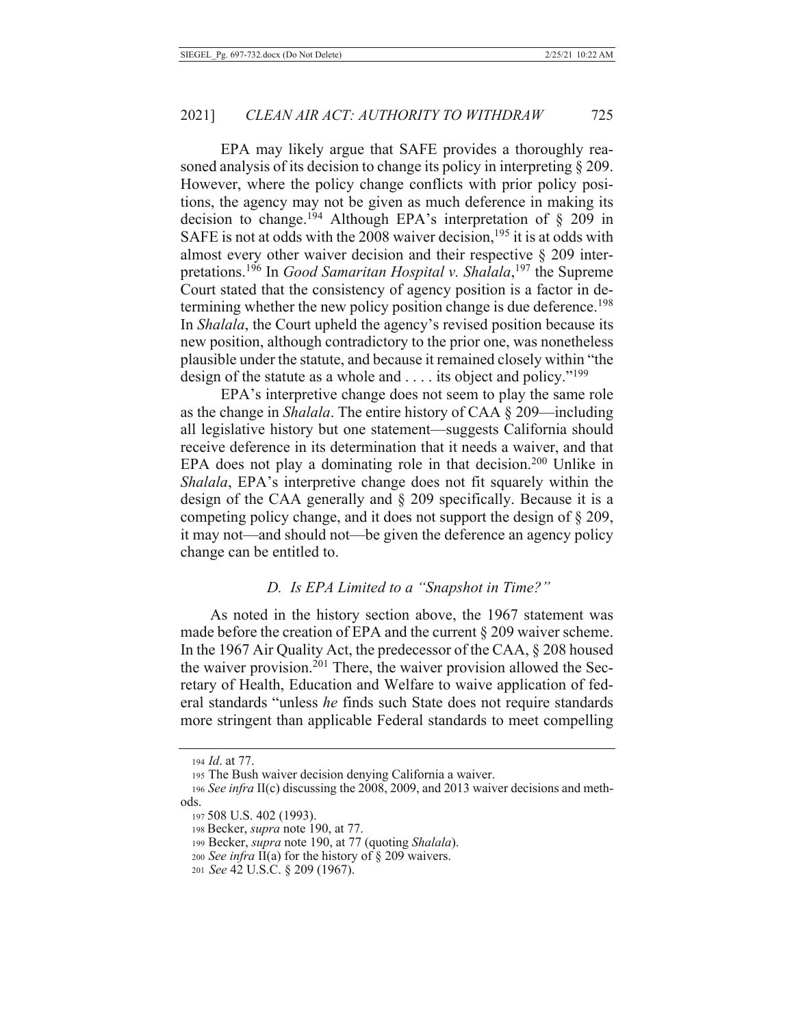EPA may likely argue that SAFE provides a thoroughly reasoned analysis of its decision to change its policy in interpreting § 209. However, where the policy change conflicts with prior policy positions, the agency may not be given as much deference in making its decision to change.[194] Although EPA's interpretation of § 209 in SAFE is not at odds with the 2008 waiver decision,[195] it is at odds with almost every other waiver decision and their respective § 209 interpretations.[196] In *Good Samaritan Hospital v. Shalala*,[197] the Supreme Court stated that the consistency of agency position is a factor in determining whether the new policy position change is due deference.[198] In *Shalala*, the Court upheld the agency's revised position because its new position, although contradictory to the prior one, was nonetheless plausible under the statute, and because it remained closely within "the design of the statute as a whole and . . . . its object and policy."[199]

EPA's interpretive change does not seem to play the same role as the change in *Shalala*. The entire history of CAA § 209—including all legislative history but one statement—suggests California should receive deference in its determination that it needs a waiver, and that EPA does not play a dominating role in that decision.[200] Unlike in *Shalala*, EPA's interpretive change does not fit squarely within the design of the CAA generally and § 209 specifically. Because it is a competing policy change, and it does not support the design of § 209, it may not—and should not—be given the deference an agency policy change can be entitled to.

### *D. Is EPA Limited to a "Snapshot in Time?"*

As noted in the history section above, the 1967 statement was made before the creation of EPA and the current § 209 waiver scheme. In the 1967 Air Quality Act, the predecessor of the CAA, § 208 housed the waiver provision.[201] There, the waiver provision allowed the Secretary of Health, Education and Welfare to waive application of federal standards "unless *he* finds such State does not require standards more stringent than applicable Federal standards to meet compelling

---

194 *Id*. at 77.

195 The Bush waiver decision denying California a waiver.

196 *See infra* II(c) discussing the 2008, 2009, and 2013 waiver decisions and methods.

197 508 U.S. 402 (1993).

198 Becker, *supra* note 190, at 77.

199 Becker, *supra* note 190, at 77 (quoting *Shalala*).

200 *See infra* II(a) for the history of § 209 waivers.

201 *See* 42 U.S.C. § 209 (1967).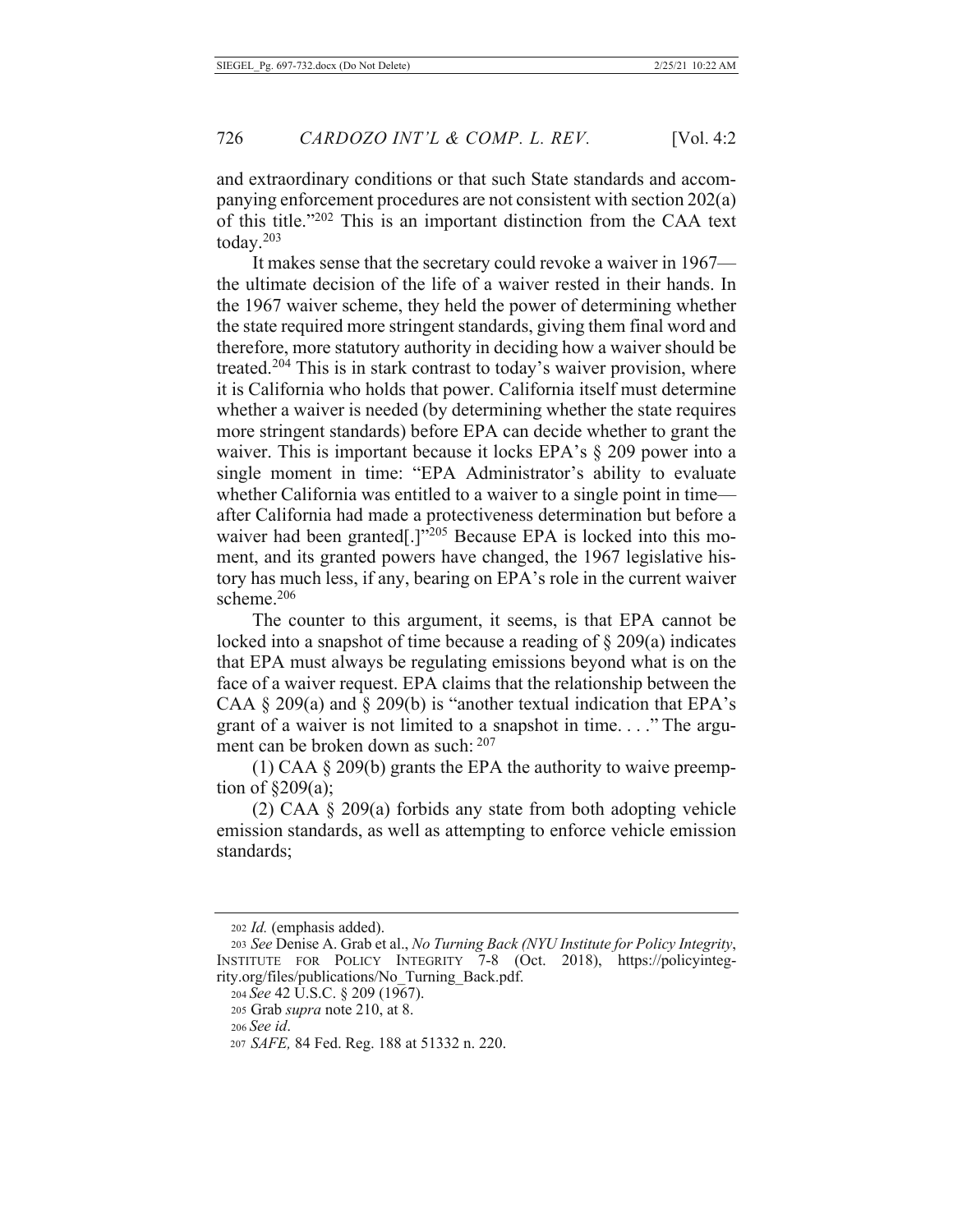and extraordinary conditions or that such State standards and accompanying enforcement procedures are not consistent with section 202(a) of this title."[202] This is an important distinction from the CAA text today.[203]

It makes sense that the secretary could revoke a waiver in 1967—the ultimate decision of the life of a waiver rested in their hands. In the 1967 waiver scheme, they held the power of determining whether the state required more stringent standards, giving them final word and therefore, more statutory authority in deciding how a waiver should be treated.[204] This is in stark contrast to today's waiver provision, where it is California who holds that power. California itself must determine whether a waiver is needed (by determining whether the state requires more stringent standards) before EPA can decide whether to grant the waiver. This is important because it locks EPA's § 209 power into a single moment in time: "EPA Administrator's ability to evaluate whether California was entitled to a waiver to a single point in time—after California had made a protectiveness determination but before a waiver had been granted[.]"[205] Because EPA is locked into this moment, and its granted powers have changed, the 1967 legislative history has much less, if any, bearing on EPA's role in the current waiver scheme.[206]

The counter to this argument, it seems, is that EPA cannot be locked into a snapshot of time because a reading of § 209(a) indicates that EPA must always be regulating emissions beyond what is on the face of a waiver request. EPA claims that the relationship between the CAA § 209(a) and § 209(b) is "another textual indication that EPA's grant of a waiver is not limited to a snapshot in time. . . ." The argument can be broken down as such: [207]

(1) CAA § 209(b) grants the EPA the authority to waive preemption of §209(a);

(2) CAA § 209(a) forbids any state from both adopting vehicle emission standards, as well as attempting to enforce vehicle emission standards;

---

[202] *Id.* (emphasis added).

[203] *See* Denise A. Grab et al., *No Turning Back (NYU Institute for Policy Integrity*, INSTITUTE FOR POLICY INTEGRITY 7-8 (Oct. 2018), https://policyintegrity.org/files/publications/No_Turning_Back.pdf.

[204] *See* 42 U.S.C. § 209 (1967).

[205] Grab *supra* note 210, at 8.

[206] *See id*.

[207] *SAFE,* 84 Fed. Reg. 188 at 51332 n. 220.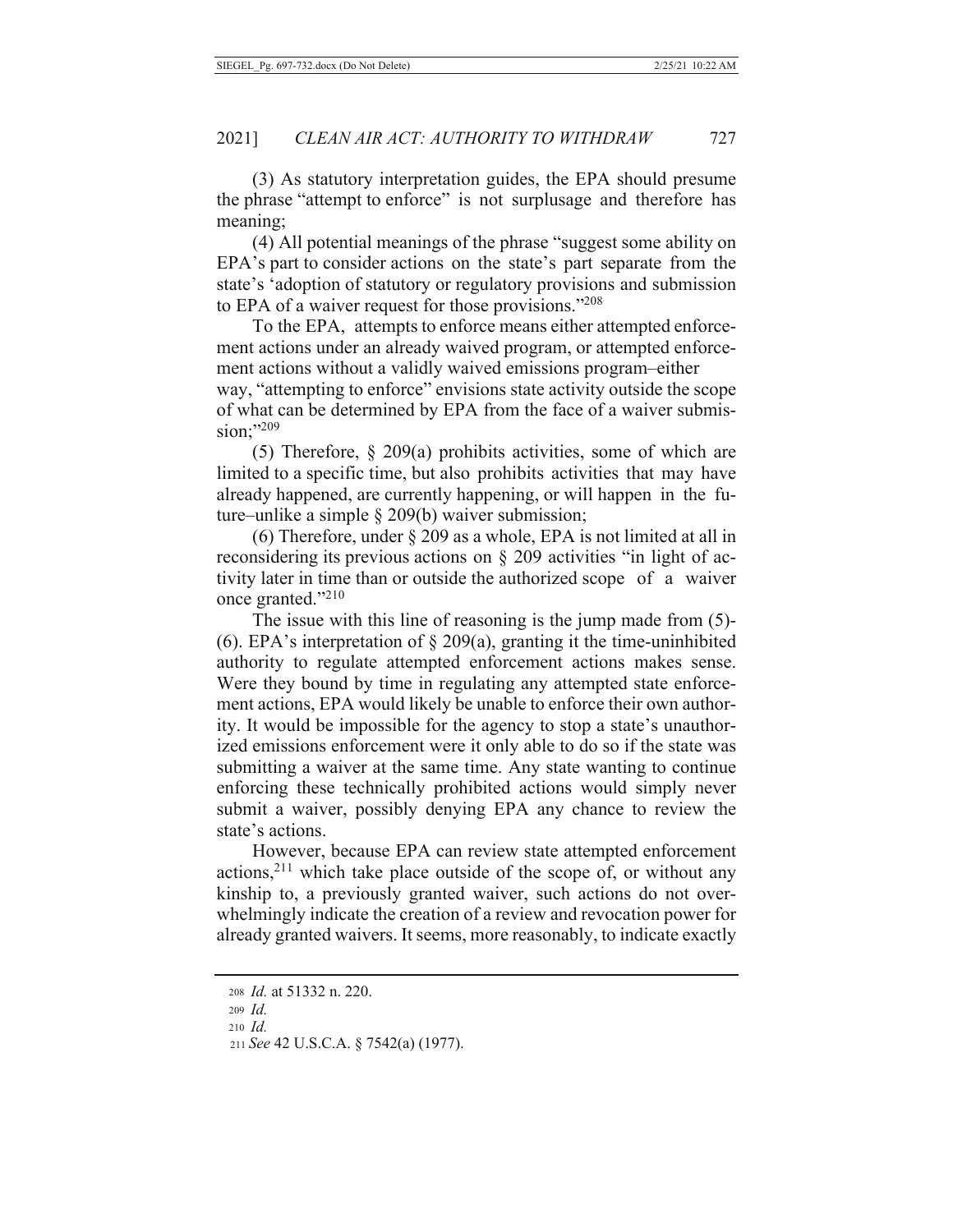(3) As statutory interpretation guides, the EPA should presume the phrase "attempt to enforce" is not surplusage and therefore has meaning;

(4) All potential meanings of the phrase "suggest some ability on EPA's part to consider actions on the state's part separate from the state's 'adoption of statutory or regulatory provisions and submission to EPA of a waiver request for those provisions."[208]

To the EPA, attempts to enforce means either attempted enforcement actions under an already waived program, or attempted enforcement actions without a validly waived emissions program–either way, "attempting to enforce" envisions state activity outside the scope of what can be determined by EPA from the face of a waiver submission;"[209]

(5) Therefore, § 209(a) prohibits activities, some of which are limited to a specific time, but also prohibits activities that may have already happened, are currently happening, or will happen in the future–unlike a simple § 209(b) waiver submission;

(6) Therefore, under § 209 as a whole, EPA is not limited at all in reconsidering its previous actions on § 209 activities "in light of activity later in time than or outside the authorized scope of a waiver once granted."[210]

The issue with this line of reasoning is the jump made from (5)-(6). EPA's interpretation of § 209(a), granting it the time-uninhibited authority to regulate attempted enforcement actions makes sense. Were they bound by time in regulating any attempted state enforcement actions, EPA would likely be unable to enforce their own authority. It would be impossible for the agency to stop a state's unauthorized emissions enforcement were it only able to do so if the state was submitting a waiver at the same time. Any state wanting to continue enforcing these technically prohibited actions would simply never submit a waiver, possibly denying EPA any chance to review the state's actions.

However, because EPA can review state attempted enforcement actions,[211] which take place outside of the scope of, or without any kinship to, a previously granted waiver, such actions do not overwhelmingly indicate the creation of a review and revocation power for already granted waivers. It seems, more reasonably, to indicate exactly

[208] *Id.* at 51332 n. 220.

[209] *Id.*

[210] *Id.*

[211] *See* 42 U.S.C.A. § 7542(a) (1977).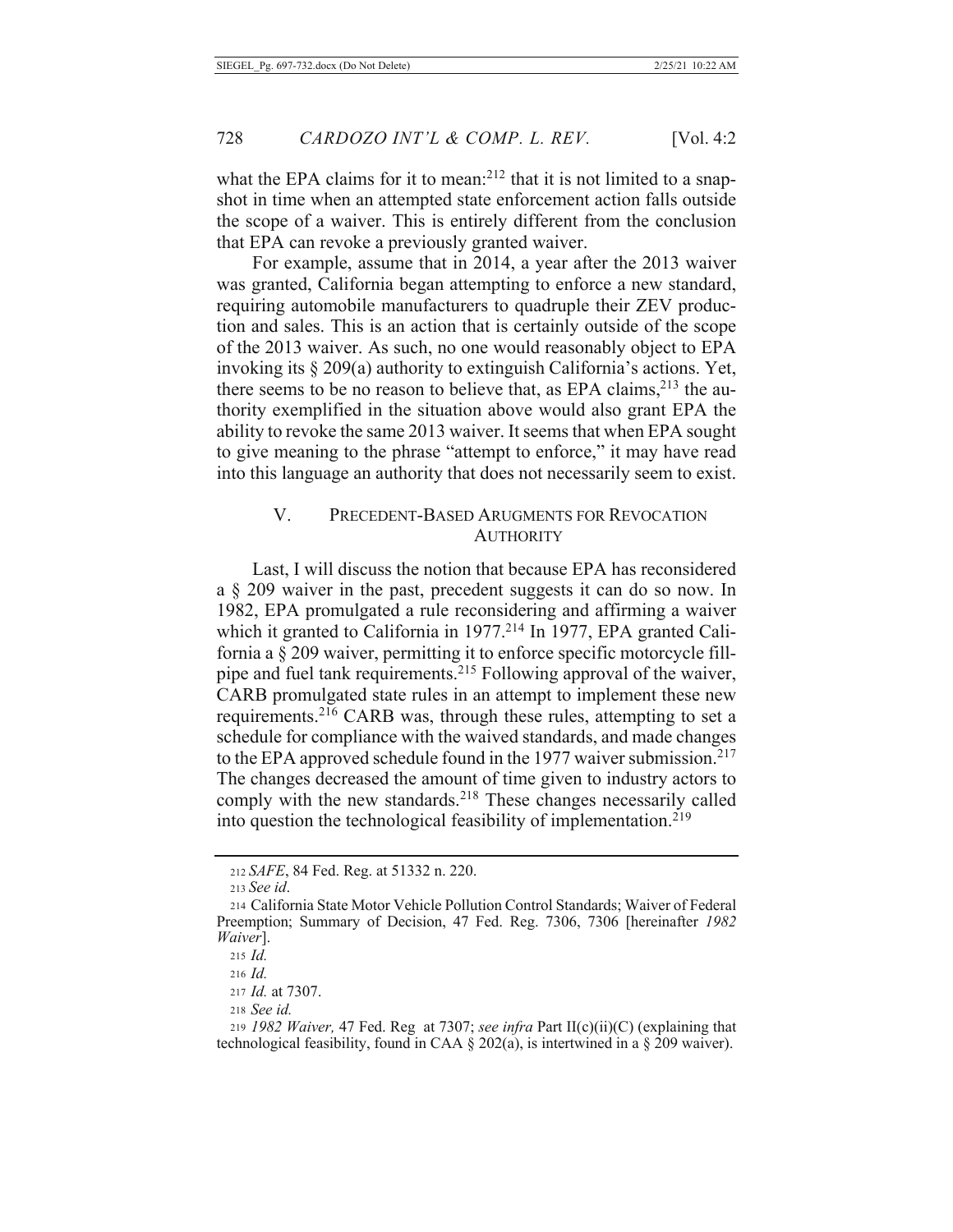what the EPA claims for it to mean:[212] that it is not limited to a snapshot in time when an attempted state enforcement action falls outside the scope of a waiver. This is entirely different from the conclusion that EPA can revoke a previously granted waiver.

For example, assume that in 2014, a year after the 2013 waiver was granted, California began attempting to enforce a new standard, requiring automobile manufacturers to quadruple their ZEV production and sales. This is an action that is certainly outside of the scope of the 2013 waiver. As such, no one would reasonably object to EPA invoking its § 209(a) authority to extinguish California's actions. Yet, there seems to be no reason to believe that, as EPA claims,[213] the authority exemplified in the situation above would also grant EPA the ability to revoke the same 2013 waiver. It seems that when EPA sought to give meaning to the phrase "attempt to enforce," it may have read into this language an authority that does not necessarily seem to exist.

## V. PRECEDENT-BASED ARUGMENTS FOR REVOCATION AUTHORITY

Last, I will discuss the notion that because EPA has reconsidered a § 209 waiver in the past, precedent suggests it can do so now. In 1982, EPA promulgated a rule reconsidering and affirming a waiver which it granted to California in 1977.[214] In 1977, EPA granted California a § 209 waiver, permitting it to enforce specific motorcycle fill-pipe and fuel tank requirements.[215] Following approval of the waiver, CARB promulgated state rules in an attempt to implement these new requirements.[216] CARB was, through these rules, attempting to set a schedule for compliance with the waived standards, and made changes to the EPA approved schedule found in the 1977 waiver submission.[217] The changes decreased the amount of time given to industry actors to comply with the new standards.[218] These changes necessarily called into question the technological feasibility of implementation.[219]

---

212 *SAFE*, 84 Fed. Reg. at 51332 n. 220.

213 *See id*.

214 California State Motor Vehicle Pollution Control Standards; Waiver of Federal Preemption; Summary of Decision, 47 Fed. Reg. 7306, 7306 [hereinafter *1982 Waiver*].

215 *Id.*

216 *Id.*

217 *Id.* at 7307.

218 *See id.*

219 *1982 Waiver,* 47 Fed. Reg at 7307; *see infra* Part II(c)(ii)(C) (explaining that technological feasibility, found in CAA § 202(a), is intertwined in a § 209 waiver).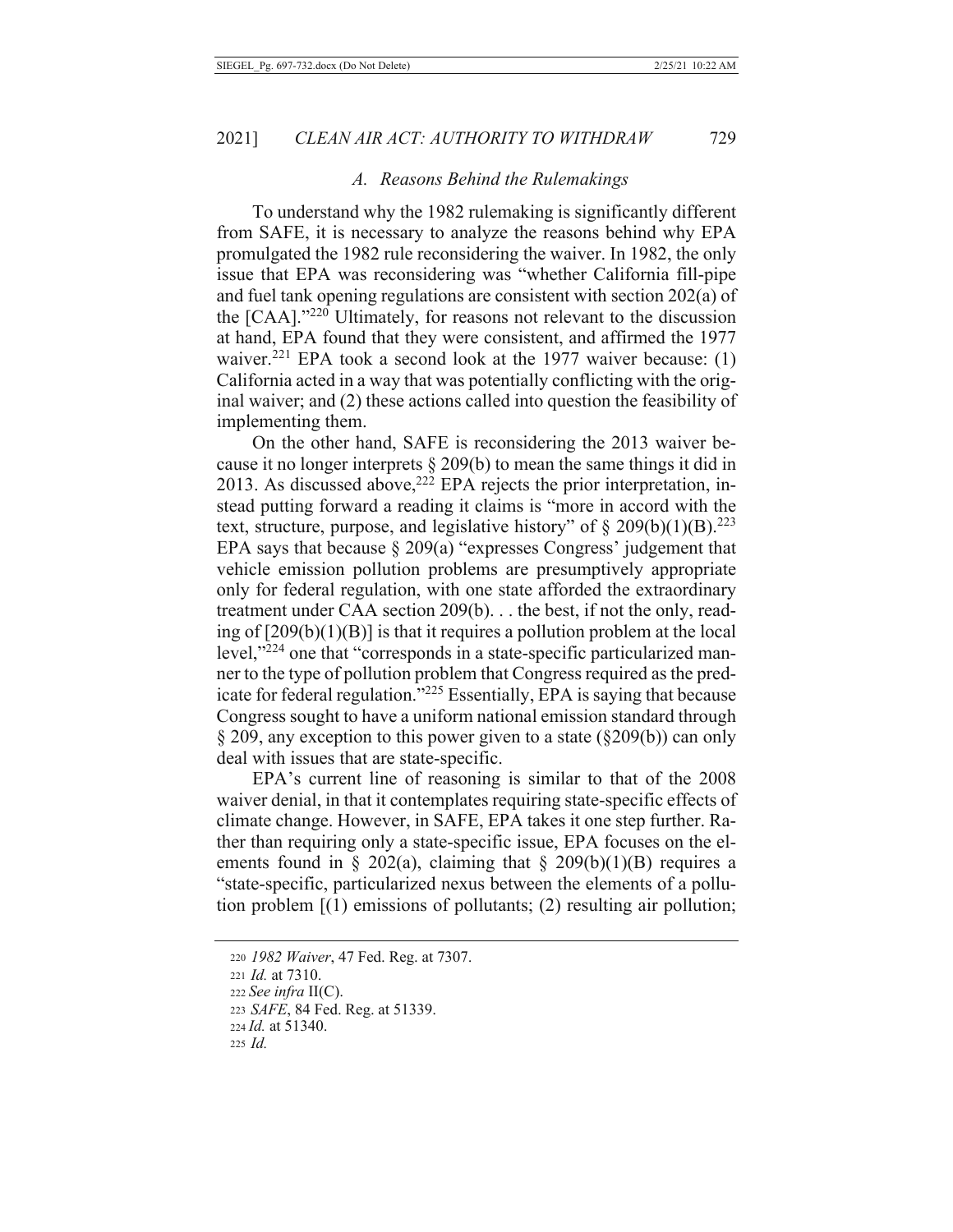### A. Reasons Behind the Rulemakings

To understand why the 1982 rulemaking is significantly different from SAFE, it is necessary to analyze the reasons behind why EPA promulgated the 1982 rule reconsidering the waiver. In 1982, the only issue that EPA was reconsidering was "whether California fill-pipe and fuel tank opening regulations are consistent with section 202(a) of the [CAA]."[220] Ultimately, for reasons not relevant to the discussion at hand, EPA found that they were consistent, and affirmed the 1977 waiver.[221] EPA took a second look at the 1977 waiver because: (1) California acted in a way that was potentially conflicting with the original waiver; and (2) these actions called into question the feasibility of implementing them.

On the other hand, SAFE is reconsidering the 2013 waiver because it no longer interprets § 209(b) to mean the same things it did in 2013. As discussed above,[222] EPA rejects the prior interpretation, instead putting forward a reading it claims is "more in accord with the text, structure, purpose, and legislative history" of § 209(b)(1)(B).[223] EPA says that because § 209(a) "expresses Congress' judgement that vehicle emission pollution problems are presumptively appropriate only for federal regulation, with one state afforded the extraordinary treatment under CAA section 209(b). . . the best, if not the only, reading of [209(b)(1)(B)] is that it requires a pollution problem at the local level,"[224] one that "corresponds in a state-specific particularized manner to the type of pollution problem that Congress required as the predicate for federal regulation."[225] Essentially, EPA is saying that because Congress sought to have a uniform national emission standard through § 209, any exception to this power given to a state (§209(b)) can only deal with issues that are state-specific.

EPA's current line of reasoning is similar to that of the 2008 waiver denial, in that it contemplates requiring state-specific effects of climate change. However, in SAFE, EPA takes it one step further. Rather than requiring only a state-specific issue, EPA focuses on the elements found in § 202(a), claiming that § 209(b)(1)(B) requires a "state-specific, particularized nexus between the elements of a pollution problem [(1) emissions of pollutants; (2) resulting air pollution;

---

220 *1982 Waiver*, 47 Fed. Reg. at 7307.

221 *Id.* at 7310.

222 *See infra* II(C).

223 *SAFE*, 84 Fed. Reg. at 51339.

224 *Id.* at 51340.

225 *Id.*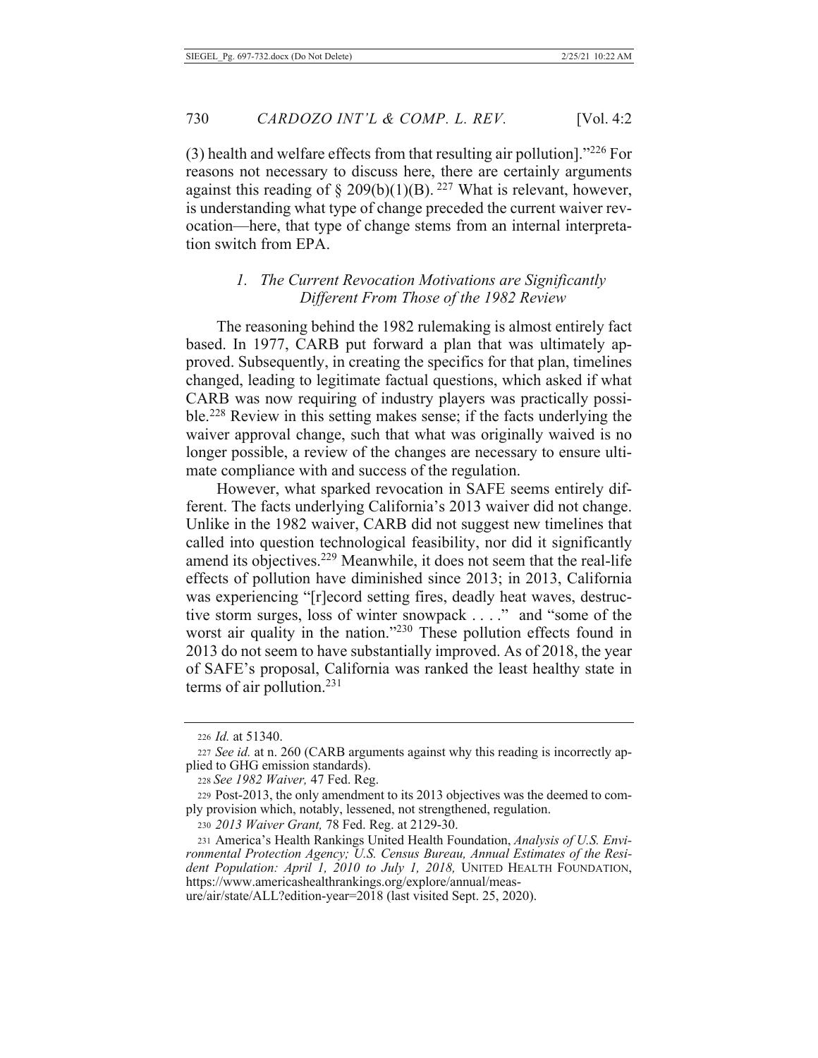(3) health and welfare effects from that resulting air pollution]."[226] For reasons not necessary to discuss here, there are certainly arguments against this reading of § 209(b)(1)(B).[227] What is relevant, however, is understanding what type of change preceded the current waiver revocation—here, that type of change stems from an internal interpretation switch from EPA.

### *1. The Current Revocation Motivations are Significantly Different From Those of the 1982 Review*

The reasoning behind the 1982 rulemaking is almost entirely fact based. In 1977, CARB put forward a plan that was ultimately approved. Subsequently, in creating the specifics for that plan, timelines changed, leading to legitimate factual questions, which asked if what CARB was now requiring of industry players was practically possible.[228] Review in this setting makes sense; if the facts underlying the waiver approval change, such that what was originally waived is no longer possible, a review of the changes are necessary to ensure ultimate compliance with and success of the regulation.

However, what sparked revocation in SAFE seems entirely different. The facts underlying California's 2013 waiver did not change. Unlike in the 1982 waiver, CARB did not suggest new timelines that called into question technological feasibility, nor did it significantly amend its objectives.[229] Meanwhile, it does not seem that the real-life effects of pollution have diminished since 2013; in 2013, California was experiencing "[r]ecord setting fires, deadly heat waves, destructive storm surges, loss of winter snowpack . . . ." and "some of the worst air quality in the nation."[230] These pollution effects found in 2013 do not seem to have substantially improved. As of 2018, the year of SAFE's proposal, California was ranked the least healthy state in terms of air pollution.[231]

---

226 *Id.* at 51340.

227 *See id.* at n. 260 (CARB arguments against why this reading is incorrectly applied to GHG emission standards).

228 *See 1982 Waiver,* 47 Fed. Reg.

229 Post-2013, the only amendment to its 2013 objectives was the deemed to comply provision which, notably, lessened, not strengthened, regulation.

230 *2013 Waiver Grant,* 78 Fed. Reg. at 2129-30.

231 America's Health Rankings United Health Foundation, *Analysis of U.S. Environmental Protection Agency; U.S. Census Bureau, Annual Estimates of the Resident Population: April 1, 2010 to July 1, 2018,* UNITED HEALTH FOUNDATION, https://www.americashealthrankings.org/explore/annual/measure/air/state/ALL?edition-year=2018 (last visited Sept. 25, 2020).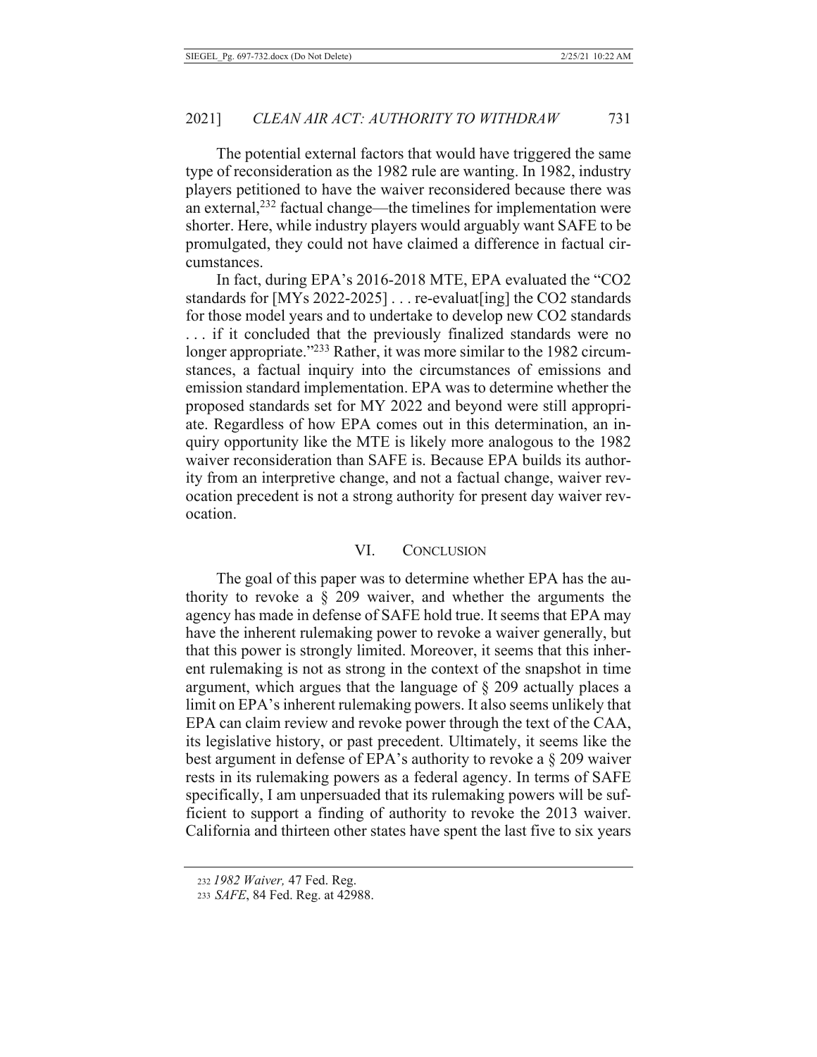The potential external factors that would have triggered the same type of reconsideration as the 1982 rule are wanting. In 1982, industry players petitioned to have the waiver reconsidered because there was an external,[232] factual change—the timelines for implementation were shorter. Here, while industry players would arguably want SAFE to be promulgated, they could not have claimed a difference in factual circumstances.

In fact, during EPA's 2016-2018 MTE, EPA evaluated the "CO2 standards for [MYs 2022-2025] . . . re-evaluat[ing] the CO2 standards for those model years and to undertake to develop new CO2 standards . . . if it concluded that the previously finalized standards were no longer appropriate."[233] Rather, it was more similar to the 1982 circumstances, a factual inquiry into the circumstances of emissions and emission standard implementation. EPA was to determine whether the proposed standards set for MY 2022 and beyond were still appropriate. Regardless of how EPA comes out in this determination, an inquiry opportunity like the MTE is likely more analogous to the 1982 waiver reconsideration than SAFE is. Because EPA builds its authority from an interpretive change, and not a factual change, waiver revocation precedent is not a strong authority for present day waiver revocation.

## VI. CONCLUSION

The goal of this paper was to determine whether EPA has the authority to revoke a § 209 waiver, and whether the arguments the agency has made in defense of SAFE hold true. It seems that EPA may have the inherent rulemaking power to revoke a waiver generally, but that this power is strongly limited. Moreover, it seems that this inherent rulemaking is not as strong in the context of the snapshot in time argument, which argues that the language of § 209 actually places a limit on EPA's inherent rulemaking powers. It also seems unlikely that EPA can claim review and revoke power through the text of the CAA, its legislative history, or past precedent. Ultimately, it seems like the best argument in defense of EPA's authority to revoke a § 209 waiver rests in its rulemaking powers as a federal agency. In terms of SAFE specifically, I am unpersuaded that its rulemaking powers will be sufficient to support a finding of authority to revoke the 2013 waiver. California and thirteen other states have spent the last five to six years

---

232 *1982 Waiver,* 47 Fed. Reg.

233 *SAFE*, 84 Fed. Reg. at 42988.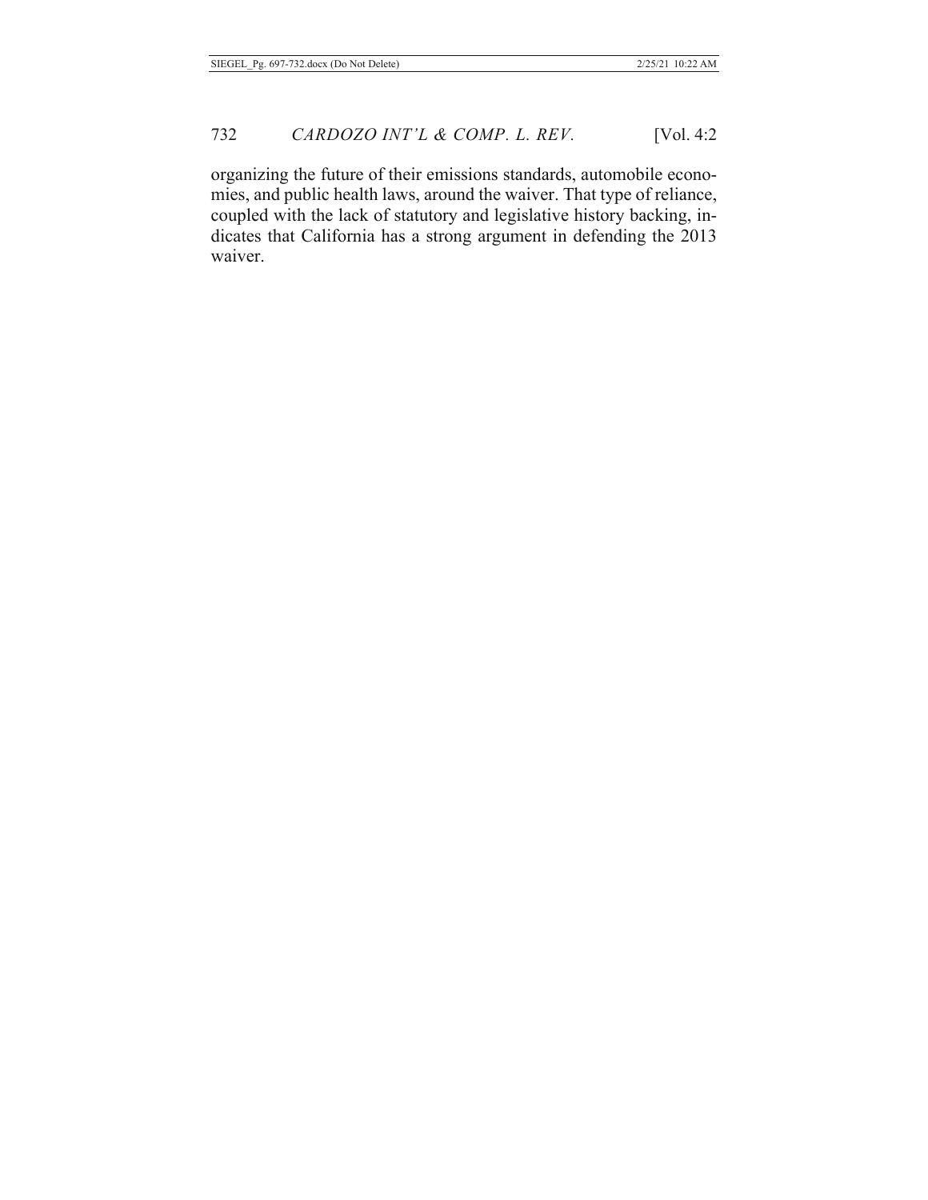organizing the future of their emissions standards, automobile economies, and public health laws, around the waiver. That type of reliance, coupled with the lack of statutory and legislative history backing, indicates that California has a strong argument in defending the 2013 waiver.